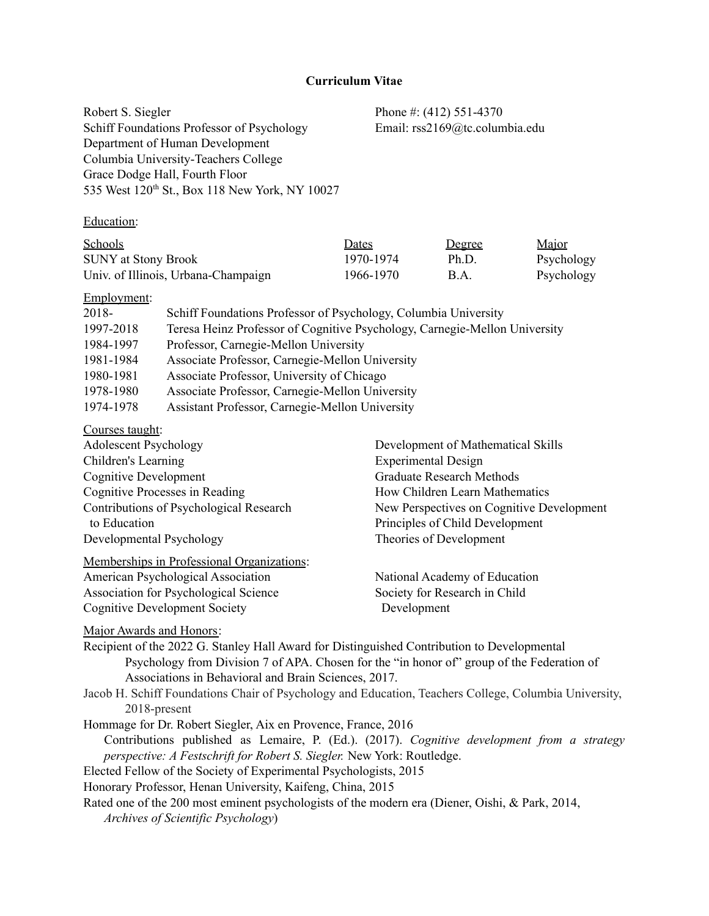**Curriculum Vitae**

Robert S. Siegler
Schiff Foundations Professor of Psychology
Department of Human Development
Columbia University-Teachers College
Grace Dodge Hall, Fourth Floor
535 West 120th St., Box 118 New York, NY 10027

Phone #: (412) 551-4370
Email: rss2169@tc.columbia.edu

Education:

| Schools | Dates | Degree | Major |
|---|---|---|---|
| SUNY at Stony Brook | 1970-1974 | Ph.D. | Psychology |
| Univ. of Illinois, Urbana-Champaign | 1966-1970 | B.A. | Psychology |

Employment:

| | |
|---|---|
| 2018- | Schiff Foundations Professor of Psychology, Columbia University |
| 1997-2018 | Teresa Heinz Professor of Cognitive Psychology, Carnegie-Mellon University |
| 1984-1997 | Professor, Carnegie-Mellon University |
| 1981-1984 | Associate Professor, Carnegie-Mellon University |
| 1980-1981 | Associate Professor, University of Chicago |
| 1978-1980 | Associate Professor, Carnegie-Mellon University |
| 1974-1978 | Assistant Professor, Carnegie-Mellon University |

Courses taught:

Adolescent Psychology
Children's Learning
Cognitive Development
Cognitive Processes in Reading
Contributions of Psychological Research to Education
Developmental Psychology
Development of Mathematical Skills
Experimental Design
Graduate Research Methods
How Children Learn Mathematics
New Perspectives on Cognitive Development
Principles of Child Development
Theories of Development

Memberships in Professional Organizations:

American Psychological Association
Association for Psychological Science
Cognitive Development Society
National Academy of Education
Society for Research in Child Development

Major Awards and Honors:

Recipient of the 2022 G. Stanley Hall Award for Distinguished Contribution to Developmental Psychology from Division 7 of APA. Chosen for the "in honor of" group of the Federation of Associations in Behavioral and Brain Sciences, 2017.

Jacob H. Schiff Foundations Chair of Psychology and Education, Teachers College, Columbia University, 2018-present

Hommage for Dr. Robert Siegler, Aix en Provence, France, 2016
Contributions published as Lemaire, P. (Ed.). (2017). *Cognitive development from a strategy perspective: A Festschrift for Robert S. Siegler.* New York: Routledge.

Elected Fellow of the Society of Experimental Psychologists, 2015

Honorary Professor, Henan University, Kaifeng, China, 2015

Rated one of the 200 most eminent psychologists of the modern era (Diener, Oishi, & Park, 2014, *Archives of Scientific Psychology*)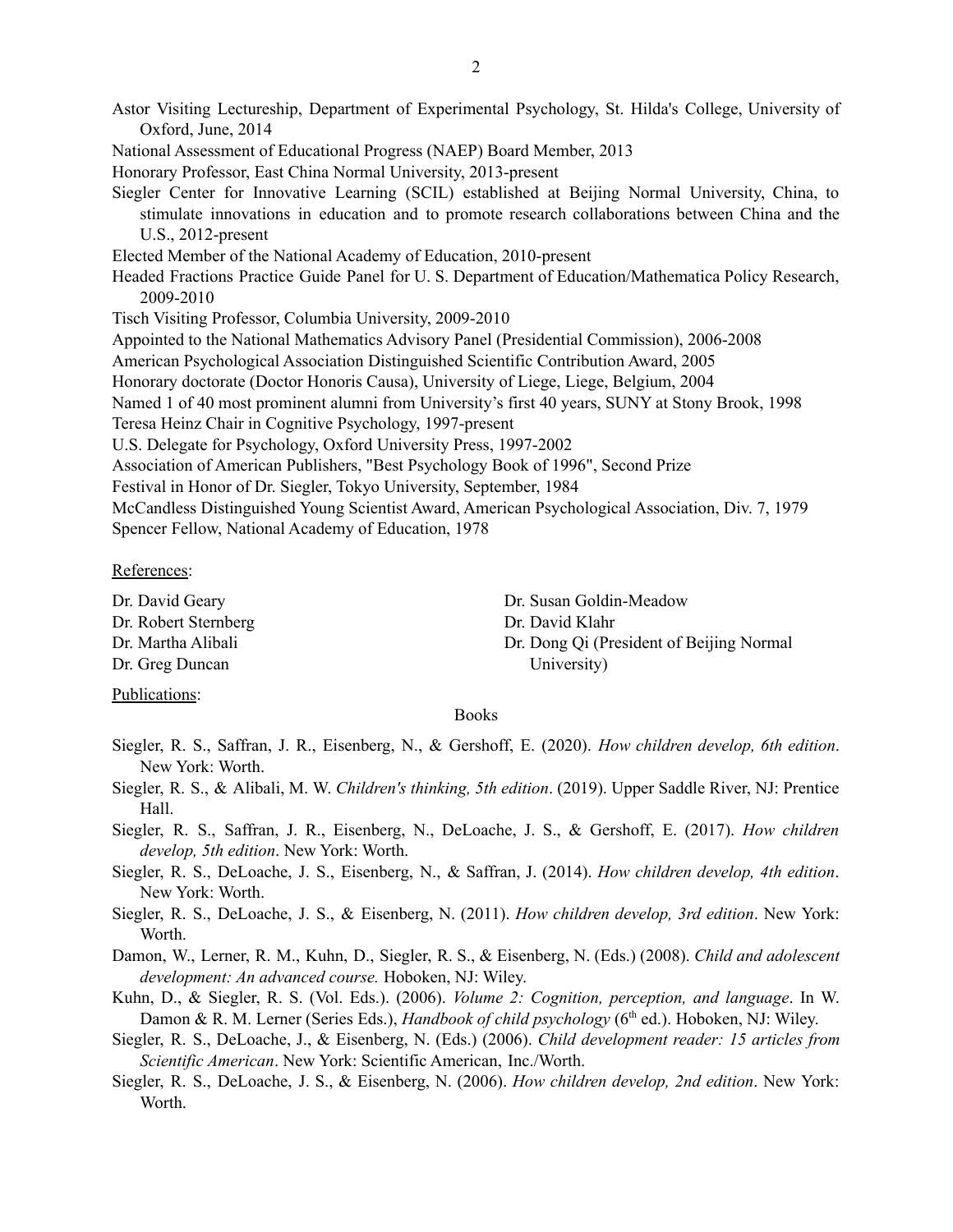Astor Visiting Lectureship, Department of Experimental Psychology, St. Hilda's College, University of Oxford, June, 2014

National Assessment of Educational Progress (NAEP) Board Member, 2013

Honorary Professor, East China Normal University, 2013-present

Siegler Center for Innovative Learning (SCIL) established at Beijing Normal University, China, to stimulate innovations in education and to promote research collaborations between China and the U.S., 2012-present

Elected Member of the National Academy of Education, 2010-present

Headed Fractions Practice Guide Panel for U. S. Department of Education/Mathematica Policy Research, 2009-2010

Tisch Visiting Professor, Columbia University, 2009-2010

Appointed to the National Mathematics Advisory Panel (Presidential Commission), 2006-2008

American Psychological Association Distinguished Scientific Contribution Award, 2005

Honorary doctorate (Doctor Honoris Causa), University of Liege, Liege, Belgium, 2004

Named 1 of 40 most prominent alumni from University's first 40 years, SUNY at Stony Brook, 1998

Teresa Heinz Chair in Cognitive Psychology, 1997-present

U.S. Delegate for Psychology, Oxford University Press, 1997-2002

Association of American Publishers, "Best Psychology Book of 1996", Second Prize

Festival in Honor of Dr. Siegler, Tokyo University, September, 1984

McCandless Distinguished Young Scientist Award, American Psychological Association, Div. 7, 1979

Spencer Fellow, National Academy of Education, 1978

<u>References</u>:

Dr. David Geary
Dr. Robert Sternberg
Dr. Martha Alibali
Dr. Greg Duncan
Dr. Susan Goldin-Meadow
Dr. David Klahr
Dr. Dong Qi (President of Beijing Normal University)

<u>Publications</u>:

Books

Siegler, R. S., Saffran, J. R., Eisenberg, N., & Gershoff, E. (2020). *How children develop, 6th edition*. New York: Worth.

Siegler, R. S., & Alibali, M. W. *Children's thinking, 5th edition*. (2019). Upper Saddle River, NJ: Prentice Hall.

Siegler, R. S., Saffran, J. R., Eisenberg, N., DeLoache, J. S., & Gershoff, E. (2017). *How children develop, 5th edition*. New York: Worth.

Siegler, R. S., DeLoache, J. S., Eisenberg, N., & Saffran, J. (2014). *How children develop, 4th edition*. New York: Worth.

Siegler, R. S., DeLoache, J. S., & Eisenberg, N. (2011). *How children develop, 3rd edition*. New York: Worth.

Damon, W., Lerner, R. M., Kuhn, D., Siegler, R. S., & Eisenberg, N. (Eds.) (2008). *Child and adolescent development: An advanced course.* Hoboken, NJ: Wiley.

Kuhn, D., & Siegler, R. S. (Vol. Eds.). (2006). *Volume 2: Cognition, perception, and language*. In W. Damon & R. M. Lerner (Series Eds.), *Handbook of child psychology* (6th ed.). Hoboken, NJ: Wiley.

Siegler, R. S., DeLoache, J., & Eisenberg, N. (Eds.) (2006). *Child development reader: 15 articles from Scientific American*. New York: Scientific American, Inc./Worth.

Siegler, R. S., DeLoache, J. S., & Eisenberg, N. (2006). *How children develop, 2nd edition*. New York: Worth.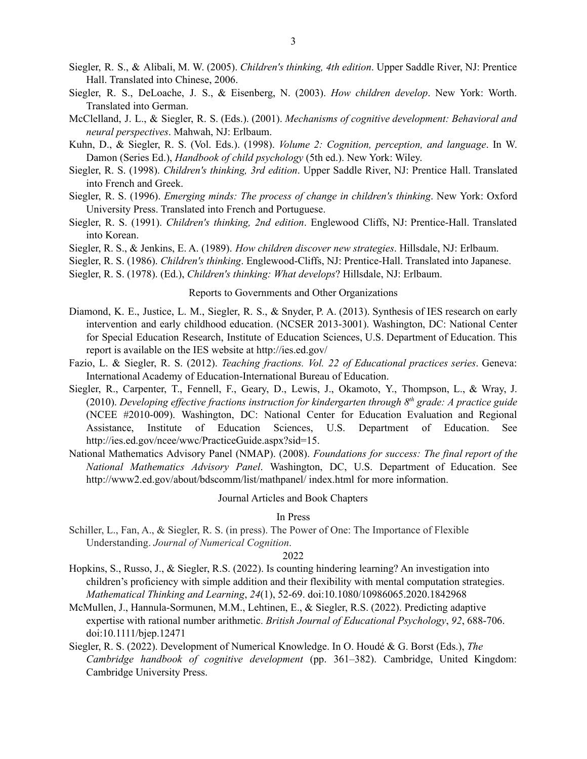Siegler, R. S., & Alibali, M. W. (2005). *Children's thinking, 4th edition*. Upper Saddle River, NJ: Prentice Hall. Translated into Chinese, 2006.

Siegler, R. S., DeLoache, J. S., & Eisenberg, N. (2003). *How children develop*. New York: Worth. Translated into German.

McClelland, J. L., & Siegler, R. S. (Eds.). (2001). *Mechanisms of cognitive development: Behavioral and neural perspectives*. Mahwah, NJ: Erlbaum.

Kuhn, D., & Siegler, R. S. (Vol. Eds.). (1998). *Volume 2: Cognition, perception, and language*. In W. Damon (Series Ed.), *Handbook of child psychology* (5th ed.). New York: Wiley.

Siegler, R. S. (1998). *Children's thinking, 3rd edition*. Upper Saddle River, NJ: Prentice Hall. Translated into French and Greek.

Siegler, R. S. (1996). *Emerging minds: The process of change in children's thinking*. New York: Oxford University Press. Translated into French and Portuguese.

Siegler, R. S. (1991). *Children's thinking, 2nd edition*. Englewood Cliffs, NJ: Prentice-Hall. Translated into Korean.

Siegler, R. S., & Jenkins, E. A. (1989). *How children discover new strategies*. Hillsdale, NJ: Erlbaum.

Siegler, R. S. (1986). *Children's thinking*. Englewood-Cliffs, NJ: Prentice-Hall. Translated into Japanese.

Siegler, R. S. (1978). (Ed.), *Children's thinking: What develops*? Hillsdale, NJ: Erlbaum.

## Reports to Governments and Other Organizations

Diamond, K. E., Justice, L. M., Siegler, R. S., & Snyder, P. A. (2013). Synthesis of IES research on early intervention and early childhood education. (NCSER 2013-3001). Washington, DC: National Center for Special Education Research, Institute of Education Sciences, U.S. Department of Education. This report is available on the IES website at http://ies.ed.gov/

Fazio, L. & Siegler, R. S. (2012). *Teaching fractions. Vol. 22 of Educational practices series*. Geneva: International Academy of Education-International Bureau of Education.

Siegler, R., Carpenter, T., Fennell, F., Geary, D., Lewis, J., Okamoto, Y., Thompson, L., & Wray, J. (2010). *Developing effective fractions instruction for kindergarten through 8th grade: A practice guide* (NCEE #2010-009). Washington, DC: National Center for Education Evaluation and Regional Assistance, Institute of Education Sciences, U.S. Department of Education. See http://ies.ed.gov/ncee/wwc/PracticeGuide.aspx?sid=15.

National Mathematics Advisory Panel (NMAP). (2008). *Foundations for success: The final report of the National Mathematics Advisory Panel*. Washington, DC, U.S. Department of Education. See http://www2.ed.gov/about/bdscomm/list/mathpanel/ index.html for more information.

## Journal Articles and Book Chapters

### In Press

Schiller, L., Fan, A., & Siegler, R. S. (in press). The Power of One: The Importance of Flexible Understanding. *Journal of Numerical Cognition*.

### 2022

Hopkins, S., Russo, J., & Siegler, R.S. (2022). Is counting hindering learning? An investigation into children's proficiency with simple addition and their flexibility with mental computation strategies. *Mathematical Thinking and Learning*, *24*(1), 52-69. doi:10.1080/10986065.2020.1842968

McMullen, J., Hannula-Sormunen, M.M., Lehtinen, E., & Siegler, R.S. (2022). Predicting adaptive expertise with rational number arithmetic. *British Journal of Educational Psychology*, *92*, 688-706. doi:10.1111/bjep.12471

Siegler, R. S. (2022). Development of Numerical Knowledge. In O. Houdé & G. Borst (Eds.), *The Cambridge handbook of cognitive development* (pp. 361–382). Cambridge, United Kingdom: Cambridge University Press.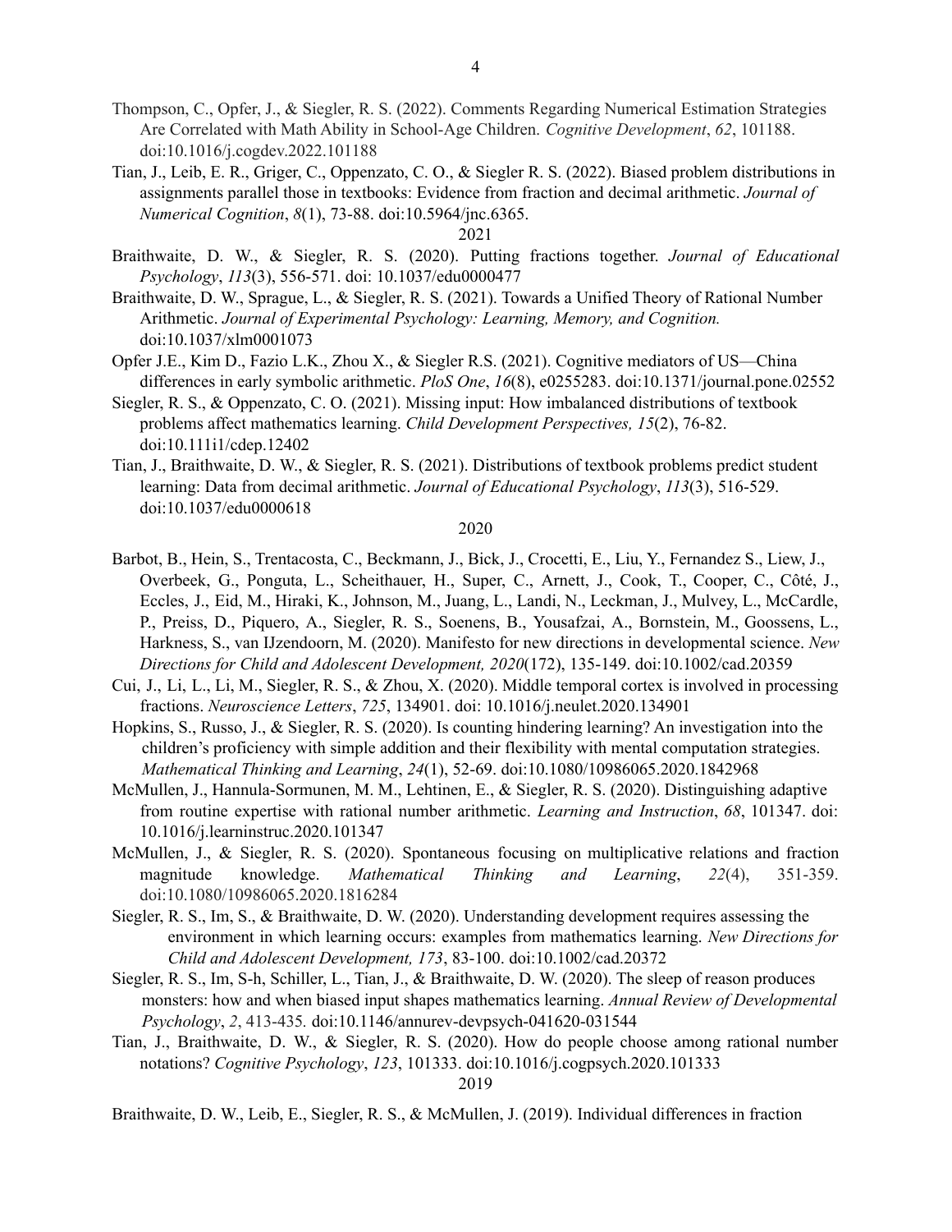Thompson, C., Opfer, J., & Siegler, R. S. (2022). Comments Regarding Numerical Estimation Strategies Are Correlated with Math Ability in School-Age Children. *Cognitive Development*, *62*, 101188. doi:10.1016/j.cogdev.2022.101188

Tian, J., Leib, E. R., Griger, C., Oppenzato, C. O., & Siegler R. S. (2022). Biased problem distributions in assignments parallel those in textbooks: Evidence from fraction and decimal arithmetic. *Journal of Numerical Cognition*, *8*(1), 73-88. doi:10.5964/jnc.6365.

2021

Braithwaite, D. W., & Siegler, R. S. (2020). Putting fractions together. *Journal of Educational Psychology*, *113*(3), 556-571. doi: 10.1037/edu0000477

Braithwaite, D. W., Sprague, L., & Siegler, R. S. (2021). Towards a Unified Theory of Rational Number Arithmetic. *Journal of Experimental Psychology: Learning, Memory, and Cognition.* doi:10.1037/xlm0001073

Opfer J.E., Kim D., Fazio L.K., Zhou X., & Siegler R.S. (2021). Cognitive mediators of US—China differences in early symbolic arithmetic. *PloS One*, *16*(8), e0255283. doi:10.1371/journal.pone.02552

Siegler, R. S., & Oppenzato, C. O. (2021). Missing input: How imbalanced distributions of textbook problems affect mathematics learning. *Child Development Perspectives, 15*(2), 76-82. doi:10.111l/cdep.12402

Tian, J., Braithwaite, D. W., & Siegler, R. S. (2021). Distributions of textbook problems predict student learning: Data from decimal arithmetic. *Journal of Educational Psychology*, *113*(3), 516-529. doi:10.1037/edu0000618

2020

Barbot, B., Hein, S., Trentacosta, C., Beckmann, J., Bick, J., Crocetti, E., Liu, Y., Fernandez S., Liew, J., Overbeek, G., Ponguta, L., Scheithauer, H., Super, C., Arnett, J., Cook, T., Cooper, C., Côté, J., Eccles, J., Eid, M., Hiraki, K., Johnson, M., Juang, L., Landi, N., Leckman, J., Mulvey, L., McCardle, P., Preiss, D., Piquero, A., Siegler, R. S., Soenens, B., Yousafzai, A., Bornstein, M., Goossens, L., Harkness, S., van IJzendoorn, M. (2020). Manifesto for new directions in developmental science. *New Directions for Child and Adolescent Development, 2020*(172), 135-149. doi:10.1002/cad.20359

Cui, J., Li, L., Li, M., Siegler, R. S., & Zhou, X. (2020). Middle temporal cortex is involved in processing fractions. *Neuroscience Letters*, *725*, 134901. doi: 10.1016/j.neulet.2020.134901

Hopkins, S., Russo, J., & Siegler, R. S. (2020). Is counting hindering learning? An investigation into the children's proficiency with simple addition and their flexibility with mental computation strategies. *Mathematical Thinking and Learning*, *24*(1), 52-69. doi:10.1080/10986065.2020.1842968

McMullen, J., Hannula-Sormunen, M. M., Lehtinen, E., & Siegler, R. S. (2020). Distinguishing adaptive from routine expertise with rational number arithmetic. *Learning and Instruction*, *68*, 101347. doi: 10.1016/j.learninstruc.2020.101347

McMullen, J., & Siegler, R. S. (2020). Spontaneous focusing on multiplicative relations and fraction magnitude knowledge. *Mathematical Thinking and Learning*, *22*(4), 351-359. doi:10.1080/10986065.2020.1816284

Siegler, R. S., Im, S., & Braithwaite, D. W. (2020). Understanding development requires assessing the environment in which learning occurs: examples from mathematics learning. *New Directions for Child and Adolescent Development, 173*, 83-100. doi:10.1002/cad.20372

Siegler, R. S., Im, S-h, Schiller, L., Tian, J., & Braithwaite, D. W. (2020). The sleep of reason produces monsters: how and when biased input shapes mathematics learning. *Annual Review of Developmental Psychology*, *2*, 413-435. doi:10.1146/annurev-devpsych-041620-031544

Tian, J., Braithwaite, D. W., & Siegler, R. S. (2020). How do people choose among rational number notations? *Cognitive Psychology*, *123*, 101333. doi:10.1016/j.cogpsych.2020.101333

2019

Braithwaite, D. W., Leib, E., Siegler, R. S., & McMullen, J. (2019). Individual differences in fraction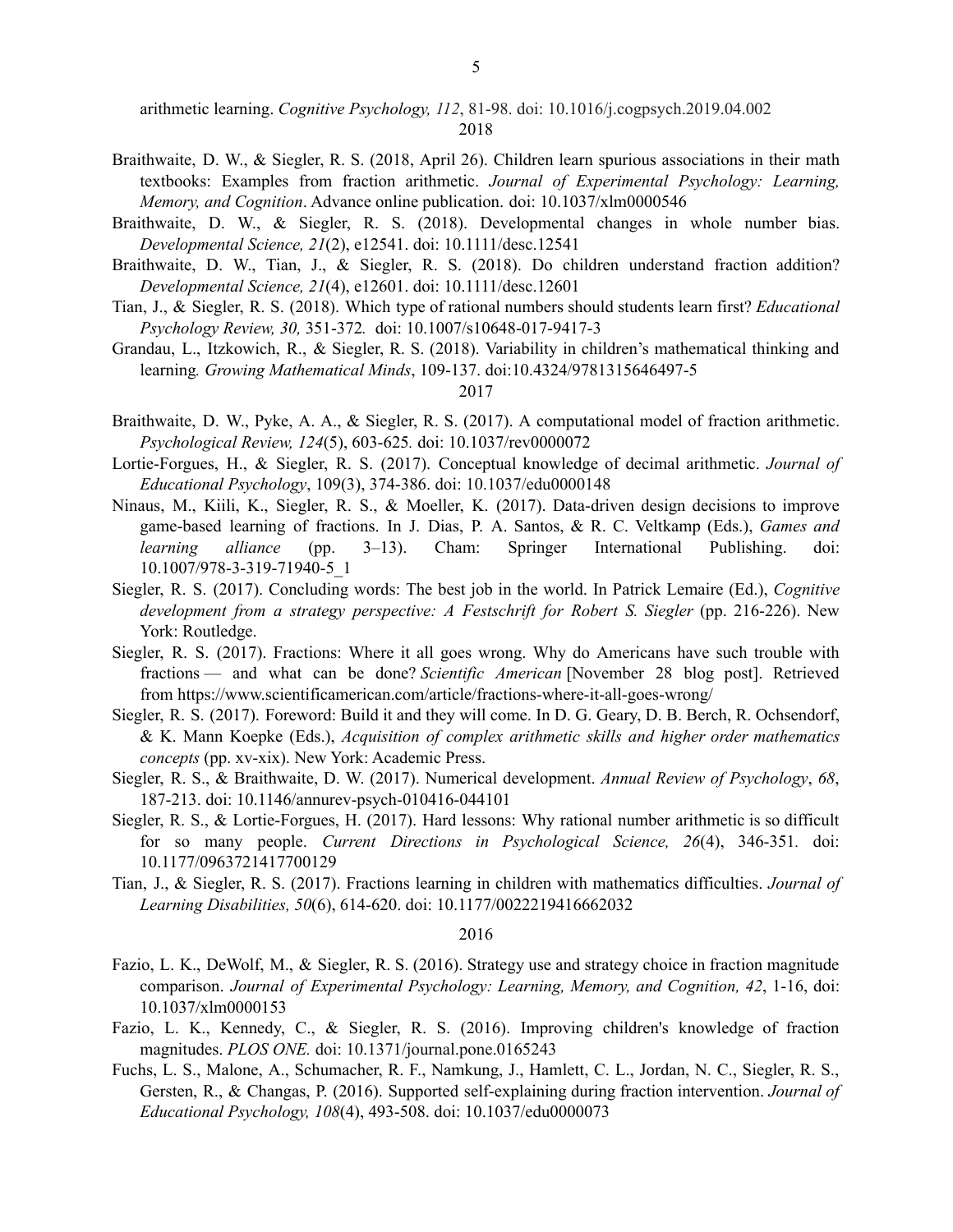arithmetic learning. *Cognitive Psychology, 112*, 81-98. doi: 10.1016/j.cogpsych.2019.04.002

2018

Braithwaite, D. W., & Siegler, R. S. (2018, April 26). Children learn spurious associations in their math textbooks: Examples from fraction arithmetic. *Journal of Experimental Psychology: Learning, Memory, and Cognition*. Advance online publication. doi: 10.1037/xlm0000546

Braithwaite, D. W., & Siegler, R. S. (2018). Developmental changes in whole number bias. *Developmental Science, 21*(2), e12541. doi: 10.1111/desc.12541

Braithwaite, D. W., Tian, J., & Siegler, R. S. (2018). Do children understand fraction addition? *Developmental Science, 21*(4), e12601. doi: 10.1111/desc.12601

Tian, J., & Siegler, R. S. (2018). Which type of rational numbers should students learn first? *Educational Psychology Review, 30,* 351-372. doi: 10.1007/s10648-017-9417-3

Grandau, L., Itzkowich, R., & Siegler, R. S. (2018). Variability in children's mathematical thinking and learning. *Growing Mathematical Minds*, 109-137. doi:10.4324/9781315646497-5

2017

Braithwaite, D. W., Pyke, A. A., & Siegler, R. S. (2017). A computational model of fraction arithmetic. *Psychological Review, 124*(5), 603-625. doi: 10.1037/rev0000072

Lortie-Forgues, H., & Siegler, R. S. (2017). Conceptual knowledge of decimal arithmetic. *Journal of Educational Psychology*, 109(3), 374-386. doi: 10.1037/edu0000148

Ninaus, M., Kiili, K., Siegler, R. S., & Moeller, K. (2017). Data-driven design decisions to improve game-based learning of fractions. In J. Dias, P. A. Santos, & R. C. Veltkamp (Eds.), *Games and learning alliance* (pp. 3–13). Cham: Springer International Publishing. doi: 10.1007/978-3-319-71940-5_1

Siegler, R. S. (2017). Concluding words: The best job in the world. In Patrick Lemaire (Ed.), *Cognitive development from a strategy perspective: A Festschrift for Robert S. Siegler* (pp. 216-226). New York: Routledge.

Siegler, R. S. (2017). Fractions: Where it all goes wrong. Why do Americans have such trouble with fractions — and what can be done? *Scientific American* [November 28 blog post]. Retrieved from https://www.scientificamerican.com/article/fractions-where-it-all-goes-wrong/

Siegler, R. S. (2017). Foreword: Build it and they will come. In D. G. Geary, D. B. Berch, R. Ochsendorf, & K. Mann Koepke (Eds.), *Acquisition of complex arithmetic skills and higher order mathematics concepts* (pp. xv-xix). New York: Academic Press.

Siegler, R. S., & Braithwaite, D. W. (2017). Numerical development. *Annual Review of Psychology*, *68*, 187-213. doi: 10.1146/annurev-psych-010416-044101

Siegler, R. S., & Lortie-Forgues, H. (2017). Hard lessons: Why rational number arithmetic is so difficult for so many people. *Current Directions in Psychological Science, 26*(4), 346-351. doi: 10.1177/0963721417700129

Tian, J., & Siegler, R. S. (2017). Fractions learning in children with mathematics difficulties. *Journal of Learning Disabilities, 50*(6), 614-620. doi: 10.1177/0022219416662032

2016

Fazio, L. K., DeWolf, M., & Siegler, R. S. (2016). Strategy use and strategy choice in fraction magnitude comparison. *Journal of Experimental Psychology: Learning, Memory, and Cognition, 42*, 1-16, doi: 10.1037/xlm0000153

Fazio, L. K., Kennedy, C., & Siegler, R. S. (2016). Improving children's knowledge of fraction magnitudes. *PLOS ONE.* doi: 10.1371/journal.pone.0165243

Fuchs, L. S., Malone, A., Schumacher, R. F., Namkung, J., Hamlett, C. L., Jordan, N. C., Siegler, R. S., Gersten, R., & Changas, P. (2016). Supported self-explaining during fraction intervention. *Journal of Educational Psychology, 108*(4), 493-508. doi: 10.1037/edu0000073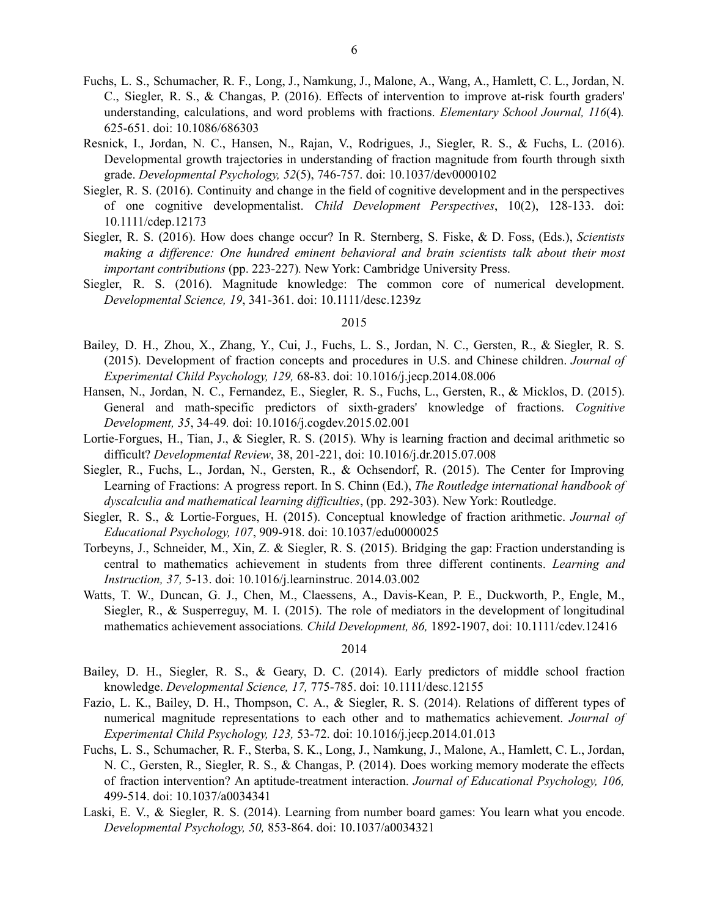Fuchs, L. S., Schumacher, R. F., Long, J., Namkung, J., Malone, A., Wang, A., Hamlett, C. L., Jordan, N. C., Siegler, R. S., & Changas, P. (2016). Effects of intervention to improve at-risk fourth graders' understanding, calculations, and word problems with fractions. *Elementary School Journal, 116*(4). 625-651. doi: 10.1086/686303

Resnick, I., Jordan, N. C., Hansen, N., Rajan, V., Rodrigues, J., Siegler, R. S., & Fuchs, L. (2016). Developmental growth trajectories in understanding of fraction magnitude from fourth through sixth grade. *Developmental Psychology, 52*(5), 746-757. doi: 10.1037/dev0000102

Siegler, R. S. (2016). Continuity and change in the field of cognitive development and in the perspectives of one cognitive developmentalist. *Child Development Perspectives*, 10(2), 128-133. doi: 10.1111/cdep.12173

Siegler, R. S. (2016). How does change occur? In R. Sternberg, S. Fiske, & D. Foss, (Eds.), *Scientists making a difference: One hundred eminent behavioral and brain scientists talk about their most important contributions* (pp. 223-227). New York: Cambridge University Press.

Siegler, R. S. (2016). Magnitude knowledge: The common core of numerical development. *Developmental Science, 19*, 341-361. doi: 10.1111/desc.1239z

2015

Bailey, D. H., Zhou, X., Zhang, Y., Cui, J., Fuchs, L. S., Jordan, N. C., Gersten, R., & Siegler, R. S. (2015). Development of fraction concepts and procedures in U.S. and Chinese children. *Journal of Experimental Child Psychology, 129,* 68-83. doi: 10.1016/j.jecp.2014.08.006

Hansen, N., Jordan, N. C., Fernandez, E., Siegler, R. S., Fuchs, L., Gersten, R., & Micklos, D. (2015). General and math-specific predictors of sixth-graders' knowledge of fractions. *Cognitive Development, 35*, 34-49. doi: 10.1016/j.cogdev.2015.02.001

Lortie-Forgues, H., Tian, J., & Siegler, R. S. (2015). Why is learning fraction and decimal arithmetic so difficult? *Developmental Review*, 38, 201-221, doi: 10.1016/j.dr.2015.07.008

Siegler, R., Fuchs, L., Jordan, N., Gersten, R., & Ochsendorf, R. (2015). The Center for Improving Learning of Fractions: A progress report. In S. Chinn (Ed.), *The Routledge international handbook of dyscalculia and mathematical learning difficulties*, (pp. 292-303). New York: Routledge.

Siegler, R. S., & Lortie-Forgues, H. (2015). Conceptual knowledge of fraction arithmetic. *Journal of Educational Psychology, 107*, 909-918. doi: 10.1037/edu0000025

Torbeyns, J., Schneider, M., Xin, Z. & Siegler, R. S. (2015). Bridging the gap: Fraction understanding is central to mathematics achievement in students from three different continents. *Learning and Instruction, 37,* 5-13. doi: 10.1016/j.learninstruc. 2014.03.002

Watts, T. W., Duncan, G. J., Chen, M., Claessens, A., Davis-Kean, P. E., Duckworth, P., Engle, M., Siegler, R., & Susperreguy, M. I. (2015). The role of mediators in the development of longitudinal mathematics achievement associations. *Child Development, 86,* 1892-1907, doi: 10.1111/cdev.12416

2014

Bailey, D. H., Siegler, R. S., & Geary, D. C. (2014). Early predictors of middle school fraction knowledge. *Developmental Science, 17,* 775-785. doi: 10.1111/desc.12155

Fazio, L. K., Bailey, D. H., Thompson, C. A., & Siegler, R. S. (2014). Relations of different types of numerical magnitude representations to each other and to mathematics achievement. *Journal of Experimental Child Psychology, 123,* 53-72. doi: 10.1016/j.jecp.2014.01.013

Fuchs, L. S., Schumacher, R. F., Sterba, S. K., Long, J., Namkung, J., Malone, A., Hamlett, C. L., Jordan, N. C., Gersten, R., Siegler, R. S., & Changas, P. (2014). Does working memory moderate the effects of fraction intervention? An aptitude-treatment interaction. *Journal of Educational Psychology, 106,* 499-514. doi: 10.1037/a0034341

Laski, E. V., & Siegler, R. S. (2014). Learning from number board games: You learn what you encode. *Developmental Psychology, 50,* 853-864. doi: 10.1037/a0034321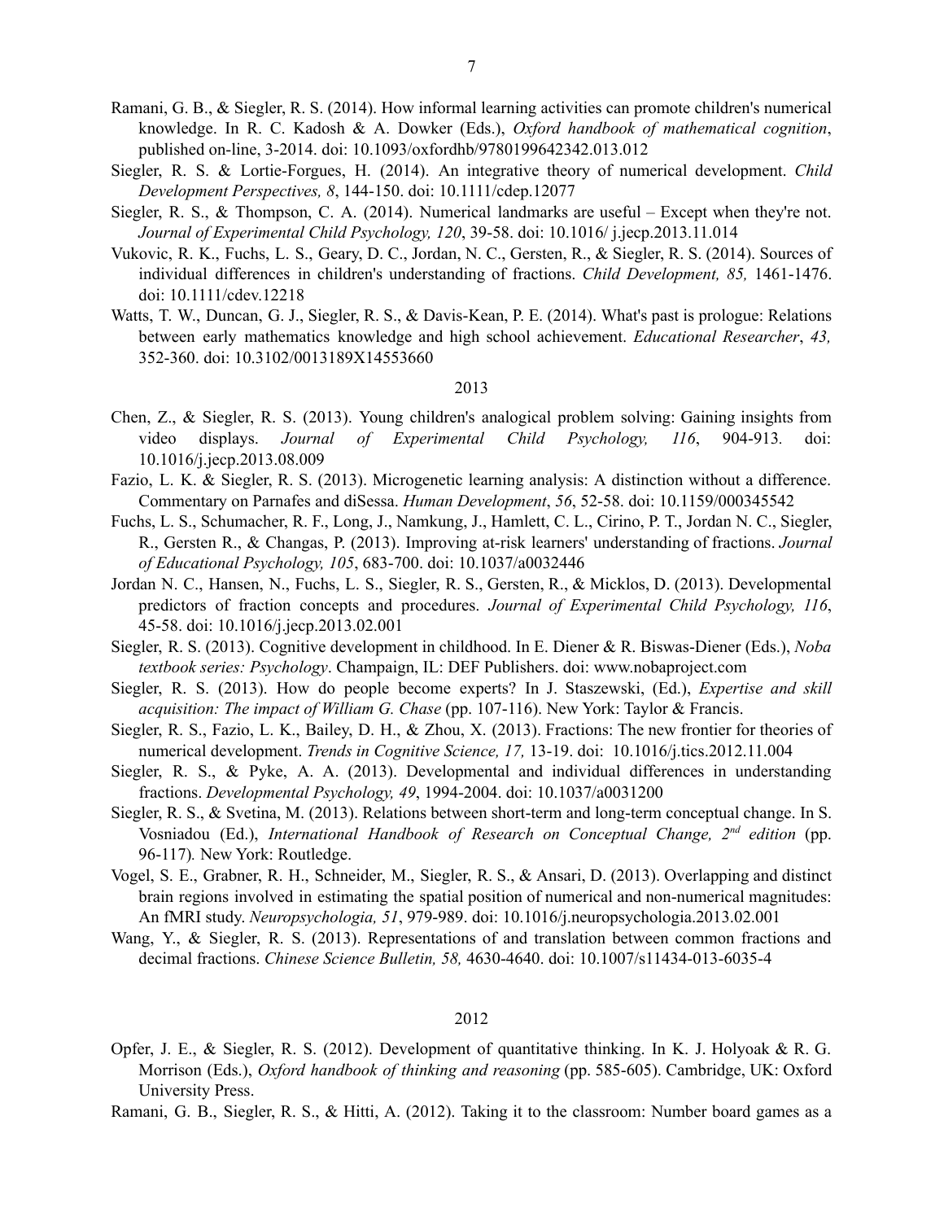Ramani, G. B., & Siegler, R. S. (2014). How informal learning activities can promote children's numerical knowledge. In R. C. Kadosh & A. Dowker (Eds.), *Oxford handbook of mathematical cognition*, published on-line, 3-2014. doi: 10.1093/oxfordhb/9780199642342.013.012

Siegler, R. S. & Lortie-Forgues, H. (2014). An integrative theory of numerical development. *Child Development Perspectives, 8*, 144-150. doi: 10.1111/cdep.12077

Siegler, R. S., & Thompson, C. A. (2014). Numerical landmarks are useful – Except when they're not. *Journal of Experimental Child Psychology, 120*, 39-58. doi: 10.1016/ j.jecp.2013.11.014

Vukovic, R. K., Fuchs, L. S., Geary, D. C., Jordan, N. C., Gersten, R., & Siegler, R. S. (2014). Sources of individual differences in children's understanding of fractions. *Child Development, 85,* 1461-1476. doi: 10.1111/cdev.12218

Watts, T. W., Duncan, G. J., Siegler, R. S., & Davis-Kean, P. E. (2014). What's past is prologue: Relations between early mathematics knowledge and high school achievement. *Educational Researcher*, *43,* 352-360. doi: 10.3102/0013189X14553660

2013

Chen, Z., & Siegler, R. S. (2013). Young children's analogical problem solving: Gaining insights from video displays. *Journal of Experimental Child Psychology, 116*, 904-913. doi: 10.1016/j.jecp.2013.08.009

Fazio, L. K. & Siegler, R. S. (2013). Microgenetic learning analysis: A distinction without a difference. Commentary on Parnafes and diSessa. *Human Development*, *56*, 52-58. doi: 10.1159/000345542

Fuchs, L. S., Schumacher, R. F., Long, J., Namkung, J., Hamlett, C. L., Cirino, P. T., Jordan N. C., Siegler, R., Gersten R., & Changas, P. (2013). Improving at-risk learners' understanding of fractions. *Journal of Educational Psychology, 105*, 683-700. doi: 10.1037/a0032446

Jordan N. C., Hansen, N., Fuchs, L. S., Siegler, R. S., Gersten, R., & Micklos, D. (2013). Developmental predictors of fraction concepts and procedures. *Journal of Experimental Child Psychology, 116*, 45-58. doi: 10.1016/j.jecp.2013.02.001

Siegler, R. S. (2013). Cognitive development in childhood. In E. Diener & R. Biswas-Diener (Eds.), *Noba textbook series: Psychology*. Champaign, IL: DEF Publishers. doi: www.nobaproject.com

Siegler, R. S. (2013). How do people become experts? In J. Staszewski, (Ed.), *Expertise and skill acquisition: The impact of William G. Chase* (pp. 107-116). New York: Taylor & Francis.

Siegler, R. S., Fazio, L. K., Bailey, D. H., & Zhou, X. (2013). Fractions: The new frontier for theories of numerical development. *Trends in Cognitive Science, 17,* 13-19. doi: 10.1016/j.tics.2012.11.004

Siegler, R. S., & Pyke, A. A. (2013). Developmental and individual differences in understanding fractions. *Developmental Psychology, 49*, 1994-2004. doi: 10.1037/a0031200

Siegler, R. S., & Svetina, M. (2013). Relations between short-term and long-term conceptual change. In S. Vosniadou (Ed.), *International Handbook of Research on Conceptual Change, 2nd edition* (pp. 96-117)*.* New York: Routledge.

Vogel, S. E., Grabner, R. H., Schneider, M., Siegler, R. S., & Ansari, D. (2013). Overlapping and distinct brain regions involved in estimating the spatial position of numerical and non-numerical magnitudes: An fMRI study. *Neuropsychologia, 51*, 979-989. doi: 10.1016/j.neuropsychologia.2013.02.001

Wang, Y., & Siegler, R. S. (2013). Representations of and translation between common fractions and decimal fractions. *Chinese Science Bulletin, 58,* 4630-4640. doi: 10.1007/s11434-013-6035-4

2012

Opfer, J. E., & Siegler, R. S. (2012). Development of quantitative thinking. In K. J. Holyoak & R. G. Morrison (Eds.), *Oxford handbook of thinking and reasoning* (pp. 585-605). Cambridge, UK: Oxford University Press.

Ramani, G. B., Siegler, R. S., & Hitti, A. (2012). Taking it to the classroom: Number board games as a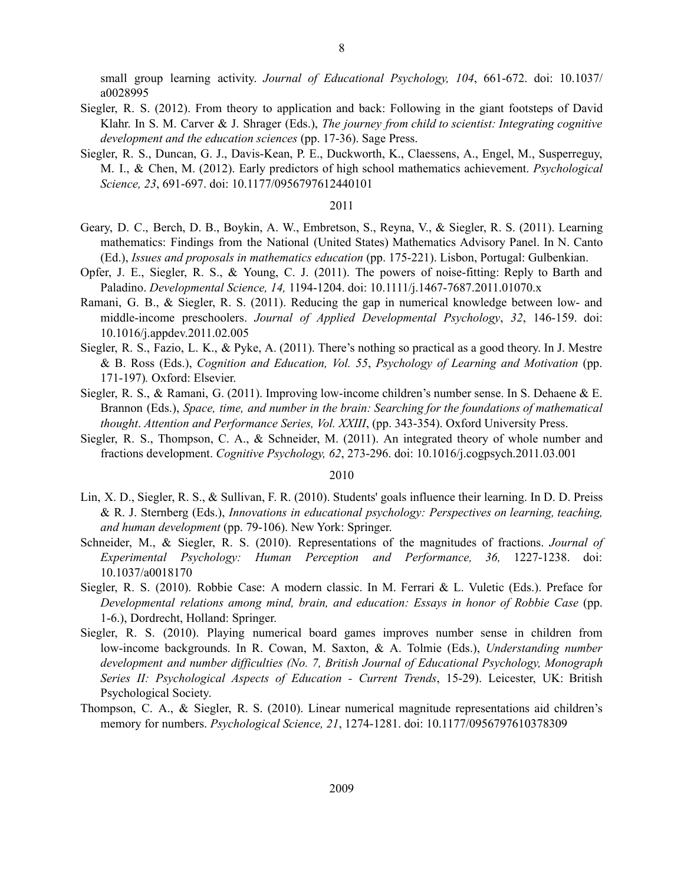small group learning activity. *Journal of Educational Psychology, 104*, 661-672. doi: 10.1037/a0028995

Siegler, R. S. (2012). From theory to application and back: Following in the giant footsteps of David Klahr. In S. M. Carver & J. Shrager (Eds.), *The journey from child to scientist: Integrating cognitive development and the education sciences* (pp. 17-36). Sage Press.

Siegler, R. S., Duncan, G. J., Davis-Kean, P. E., Duckworth, K., Claessens, A., Engel, M., Susperreguy, M. I., & Chen, M. (2012). Early predictors of high school mathematics achievement. *Psychological Science, 23*, 691-697. doi: 10.1177/0956797612440101

2011

Geary, D. C., Berch, D. B., Boykin, A. W., Embretson, S., Reyna, V., & Siegler, R. S. (2011). Learning mathematics: Findings from the National (United States) Mathematics Advisory Panel. In N. Canto (Ed.), *Issues and proposals in mathematics education* (pp. 175-221). Lisbon, Portugal: Gulbenkian.

Opfer, J. E., Siegler, R. S., & Young, C. J. (2011). The powers of noise-fitting: Reply to Barth and Paladino. *Developmental Science, 14,* 1194-1204. doi: 10.1111/j.1467-7687.2011.01070.x

Ramani, G. B., & Siegler, R. S. (2011). Reducing the gap in numerical knowledge between low- and middle-income preschoolers. *Journal of Applied Developmental Psychology*, *32*, 146-159. doi: 10.1016/j.appdev.2011.02.005

Siegler, R. S., Fazio, L. K., & Pyke, A. (2011). There's nothing so practical as a good theory. In J. Mestre & B. Ross (Eds.), *Cognition and Education, Vol. 55*, *Psychology of Learning and Motivation* (pp. 171-197)*.* Oxford: Elsevier.

Siegler, R. S., & Ramani, G. (2011). Improving low-income children's number sense. In S. Dehaene & E. Brannon (Eds.), *Space, time, and number in the brain: Searching for the foundations of mathematical thought*. *Attention and Performance Series, Vol. XXIII*, (pp. 343-354). Oxford University Press.

Siegler, R. S., Thompson, C. A., & Schneider, M. (2011). An integrated theory of whole number and fractions development. *Cognitive Psychology, 62*, 273-296. doi: 10.1016/j.cogpsych.2011.03.001

2010

Lin, X. D., Siegler, R. S., & Sullivan, F. R. (2010). Students' goals influence their learning. In D. D. Preiss & R. J. Sternberg (Eds.), *Innovations in educational psychology: Perspectives on learning, teaching, and human development* (pp. 79-106). New York: Springer.

Schneider, M., & Siegler, R. S. (2010). Representations of the magnitudes of fractions. *Journal of Experimental Psychology: Human Perception and Performance, 36,* 1227-1238. doi: 10.1037/a0018170

Siegler, R. S. (2010). Robbie Case: A modern classic. In M. Ferrari & L. Vuletic (Eds.). Preface for *Developmental relations among mind, brain, and education: Essays in honor of Robbie Case* (pp. 1-6.), Dordrecht, Holland: Springer.

Siegler, R. S. (2010). Playing numerical board games improves number sense in children from low-income backgrounds. In R. Cowan, M. Saxton, & A. Tolmie (Eds.), *Understanding number development and number difficulties (No. 7, British Journal of Educational Psychology, Monograph Series II: Psychological Aspects of Education - Current Trends*, 15-29). Leicester, UK: British Psychological Society.

Thompson, C. A., & Siegler, R. S. (2010). Linear numerical magnitude representations aid children's memory for numbers. *Psychological Science, 21*, 1274-1281. doi: 10.1177/0956797610378309

2009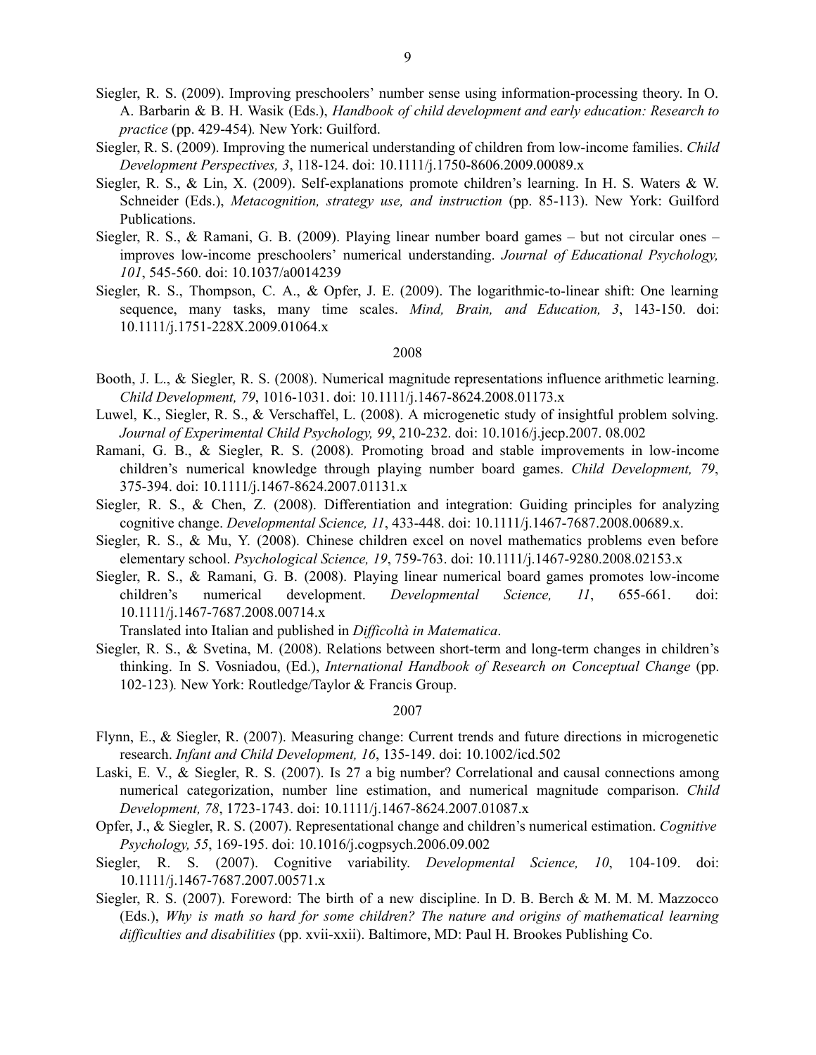Siegler, R. S. (2009). Improving preschoolers' number sense using information-processing theory. In O. A. Barbarin & B. H. Wasik (Eds.), *Handbook of child development and early education: Research to practice* (pp. 429-454)*.* New York: Guilford.

Siegler, R. S. (2009). Improving the numerical understanding of children from low-income families. *Child Development Perspectives, 3*, 118-124. doi: 10.1111/j.1750-8606.2009.00089.x

Siegler, R. S., & Lin, X. (2009). Self-explanations promote children's learning. In H. S. Waters & W. Schneider (Eds.), *Metacognition, strategy use, and instruction* (pp. 85-113). New York: Guilford Publications.

Siegler, R. S., & Ramani, G. B. (2009). Playing linear number board games – but not circular ones – improves low-income preschoolers' numerical understanding. *Journal of Educational Psychology, 101*, 545-560. doi: 10.1037/a0014239

Siegler, R. S., Thompson, C. A., & Opfer, J. E. (2009). The logarithmic-to-linear shift: One learning sequence, many tasks, many time scales. *Mind, Brain, and Education, 3*, 143-150. doi: 10.1111/j.1751-228X.2009.01064.x

2008

Booth, J. L., & Siegler, R. S. (2008). Numerical magnitude representations influence arithmetic learning. *Child Development, 79*, 1016-1031. doi: 10.1111/j.1467-8624.2008.01173.x

Luwel, K., Siegler, R. S., & Verschaffel, L. (2008). A microgenetic study of insightful problem solving. *Journal of Experimental Child Psychology, 99*, 210-232. doi: 10.1016/j.jecp.2007. 08.002

Ramani, G. B., & Siegler, R. S. (2008). Promoting broad and stable improvements in low-income children's numerical knowledge through playing number board games. *Child Development, 79*, 375-394. doi: 10.1111/j.1467-8624.2007.01131.x

Siegler, R. S., & Chen, Z. (2008). Differentiation and integration: Guiding principles for analyzing cognitive change. *Developmental Science, 11*, 433-448. doi: 10.1111/j.1467-7687.2008.00689.x.

Siegler, R. S., & Mu, Y. (2008). Chinese children excel on novel mathematics problems even before elementary school. *Psychological Science, 19*, 759-763. doi: 10.1111/j.1467-9280.2008.02153.x

Siegler, R. S., & Ramani, G. B. (2008). Playing linear numerical board games promotes low-income children's numerical development. *Developmental Science, 11*, 655-661. doi: 10.1111/j.1467-7687.2008.00714.x
Translated into Italian and published in *Difficoltà in Matematica*.

Siegler, R. S., & Svetina, M. (2008). Relations between short-term and long-term changes in children's thinking. In S. Vosniadou, (Ed.), *International Handbook of Research on Conceptual Change* (pp. 102-123)*.* New York: Routledge/Taylor & Francis Group.

2007

Flynn, E., & Siegler, R. (2007). Measuring change: Current trends and future directions in microgenetic research. *Infant and Child Development, 16*, 135-149. doi: 10.1002/icd.502

Laski, E. V., & Siegler, R. S. (2007). Is 27 a big number? Correlational and causal connections among numerical categorization, number line estimation, and numerical magnitude comparison. *Child Development, 78*, 1723-1743. doi: 10.1111/j.1467-8624.2007.01087.x

Opfer, J., & Siegler, R. S. (2007). Representational change and children's numerical estimation. *Cognitive Psychology, 55*, 169-195. doi: 10.1016/j.cogpsych.2006.09.002

Siegler, R. S. (2007). Cognitive variability. *Developmental Science, 10*, 104-109. doi: 10.1111/j.1467-7687.2007.00571.x

Siegler, R. S. (2007). Foreword: The birth of a new discipline. In D. B. Berch & M. M. M. Mazzocco (Eds.), *Why is math so hard for some children? The nature and origins of mathematical learning difficulties and disabilities* (pp. xvii-xxii). Baltimore, MD: Paul H. Brookes Publishing Co.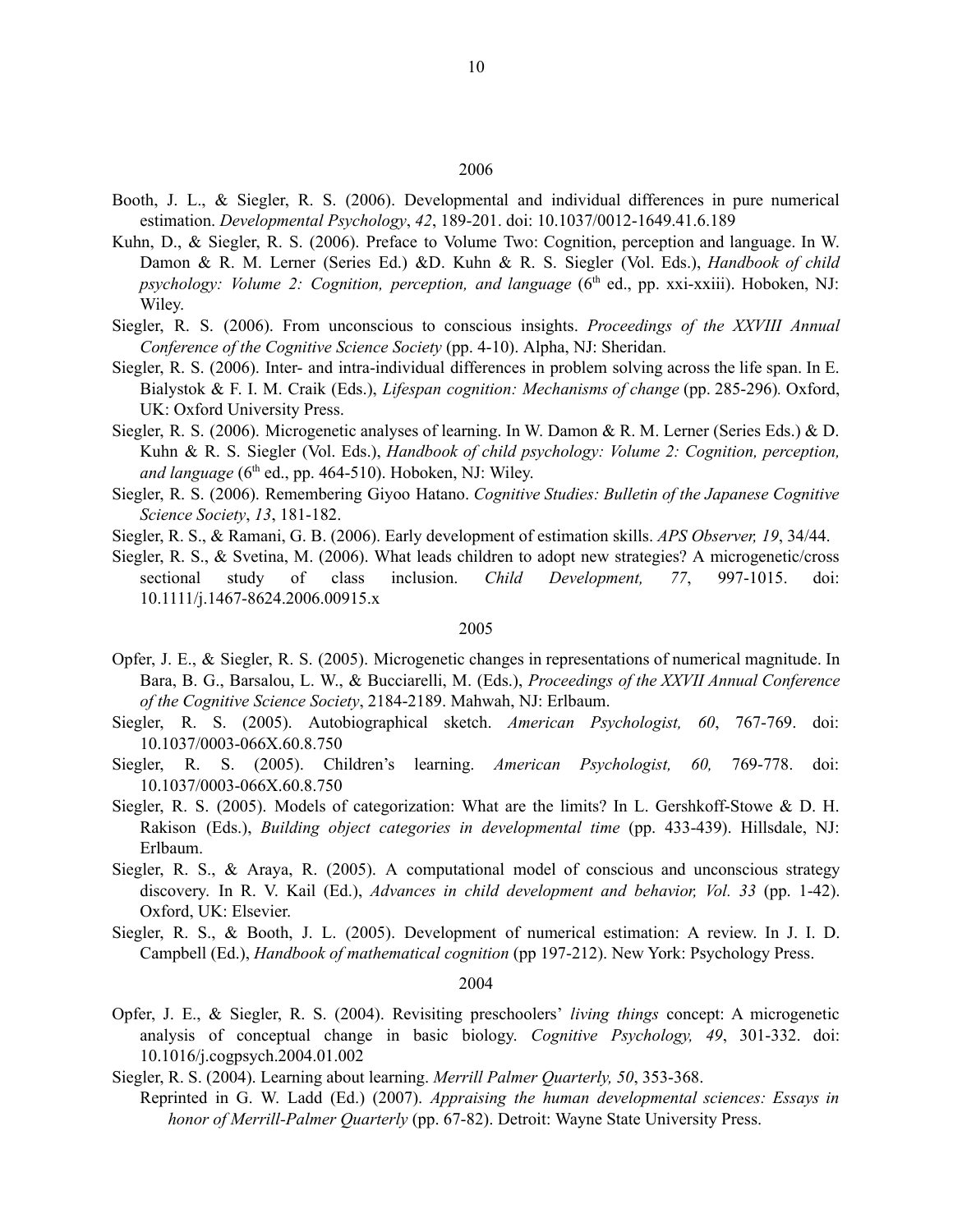## 2006

Booth, J. L., & Siegler, R. S. (2006). Developmental and individual differences in pure numerical estimation. *Developmental Psychology*, *42*, 189-201. doi: 10.1037/0012-1649.41.6.189

Kuhn, D., & Siegler, R. S. (2006). Preface to Volume Two: Cognition, perception and language. In W. Damon & R. M. Lerner (Series Ed.) &D. Kuhn & R. S. Siegler (Vol. Eds.), *Handbook of child psychology: Volume 2: Cognition, perception, and language* (6th ed., pp. xxi-xxiii). Hoboken, NJ: Wiley.

Siegler, R. S. (2006). From unconscious to conscious insights. *Proceedings of the XXVIII Annual Conference of the Cognitive Science Society* (pp. 4-10). Alpha, NJ: Sheridan.

Siegler, R. S. (2006). Inter- and intra-individual differences in problem solving across the life span. In E. Bialystok & F. I. M. Craik (Eds.), *Lifespan cognition: Mechanisms of change* (pp. 285-296). Oxford, UK: Oxford University Press.

Siegler, R. S. (2006). Microgenetic analyses of learning. In W. Damon & R. M. Lerner (Series Eds.) & D. Kuhn & R. S. Siegler (Vol. Eds.), *Handbook of child psychology: Volume 2: Cognition, perception, and language* (6th ed., pp. 464-510). Hoboken, NJ: Wiley.

Siegler, R. S. (2006). Remembering Giyoo Hatano. *Cognitive Studies: Bulletin of the Japanese Cognitive Science Society*, *13*, 181-182.

Siegler, R. S., & Ramani, G. B. (2006). Early development of estimation skills. *APS Observer, 19*, 34/44.

Siegler, R. S., & Svetina, M. (2006). What leads children to adopt new strategies? A microgenetic/cross sectional study of class inclusion. *Child Development, 77*, 997-1015. doi: 10.1111/j.1467-8624.2006.00915.x

## 2005

Opfer, J. E., & Siegler, R. S. (2005). Microgenetic changes in representations of numerical magnitude. In Bara, B. G., Barsalou, L. W., & Bucciarelli, M. (Eds.), *Proceedings of the XXVII Annual Conference of the Cognitive Science Society*, 2184-2189. Mahwah, NJ: Erlbaum.

Siegler, R. S. (2005). Autobiographical sketch. *American Psychologist, 60*, 767-769. doi: 10.1037/0003-066X.60.8.750

Siegler, R. S. (2005). Children's learning. *American Psychologist, 60,* 769-778. doi: 10.1037/0003-066X.60.8.750

Siegler, R. S. (2005). Models of categorization: What are the limits? In L. Gershkoff-Stowe & D. H. Rakison (Eds.), *Building object categories in developmental time* (pp. 433-439). Hillsdale, NJ: Erlbaum.

Siegler, R. S., & Araya, R. (2005). A computational model of conscious and unconscious strategy discovery. In R. V. Kail (Ed.), *Advances in child development and behavior, Vol. 33* (pp. 1-42). Oxford, UK: Elsevier.

Siegler, R. S., & Booth, J. L. (2005). Development of numerical estimation: A review. In J. I. D. Campbell (Ed.), *Handbook of mathematical cognition* (pp 197-212). New York: Psychology Press.

## 2004

Opfer, J. E., & Siegler, R. S. (2004). Revisiting preschoolers' *living things* concept: A microgenetic analysis of conceptual change in basic biology. *Cognitive Psychology, 49*, 301-332. doi: 10.1016/j.cogpsych.2004.01.002

Siegler, R. S. (2004). Learning about learning. *Merrill Palmer Quarterly, 50*, 353-368.
Reprinted in G. W. Ladd (Ed.) (2007). *Appraising the human developmental sciences: Essays in honor of Merrill-Palmer Quarterly* (pp. 67-82). Detroit: Wayne State University Press.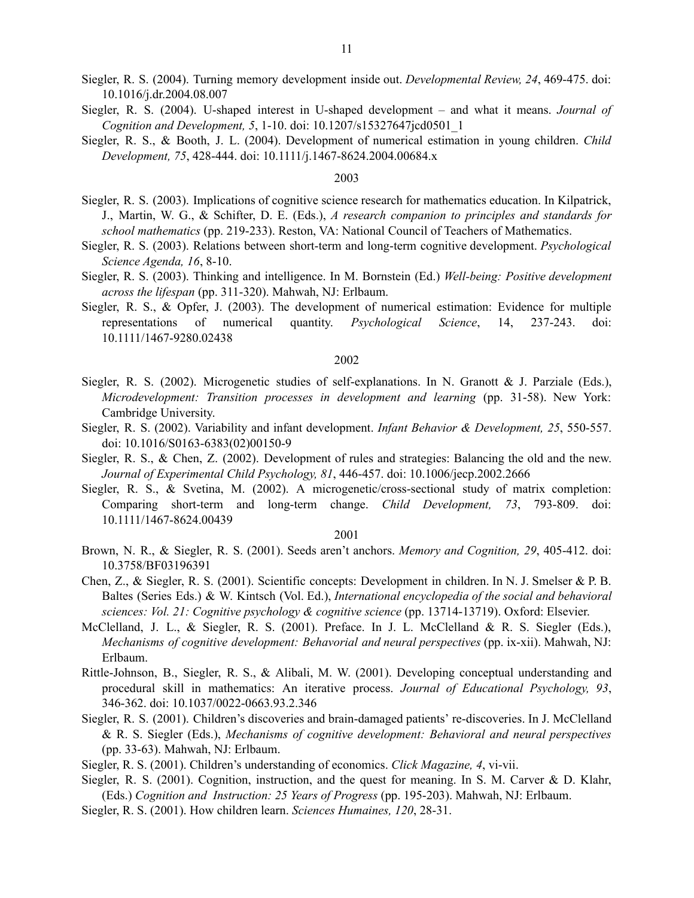Siegler, R. S. (2004). Turning memory development inside out. *Developmental Review, 24*, 469-475. doi: 10.1016/j.dr.2004.08.007

Siegler, R. S. (2004). U-shaped interest in U-shaped development – and what it means. *Journal of Cognition and Development, 5*, 1-10. doi: 10.1207/s15327647jcd0501_1

Siegler, R. S., & Booth, J. L. (2004). Development of numerical estimation in young children. *Child Development, 75*, 428-444. doi: 10.1111/j.1467-8624.2004.00684.x

2003

Siegler, R. S. (2003). Implications of cognitive science research for mathematics education. In Kilpatrick, J., Martin, W. G., & Schifter, D. E. (Eds.), *A research companion to principles and standards for school mathematics* (pp. 219-233). Reston, VA: National Council of Teachers of Mathematics.

Siegler, R. S. (2003). Relations between short-term and long-term cognitive development. *Psychological Science Agenda, 16*, 8-10.

Siegler, R. S. (2003). Thinking and intelligence. In M. Bornstein (Ed.) *Well-being: Positive development across the lifespan* (pp. 311-320). Mahwah, NJ: Erlbaum.

Siegler, R. S., & Opfer, J. (2003). The development of numerical estimation: Evidence for multiple representations of numerical quantity. *Psychological Science*, 14, 237-243. doi: 10.1111/1467-9280.02438

2002

Siegler, R. S. (2002). Microgenetic studies of self-explanations. In N. Granott & J. Parziale (Eds.), *Microdevelopment: Transition processes in development and learning* (pp. 31-58). New York: Cambridge University.

Siegler, R. S. (2002). Variability and infant development. *Infant Behavior & Development, 25*, 550-557. doi: 10.1016/S0163-6383(02)00150-9

Siegler, R. S., & Chen, Z. (2002). Development of rules and strategies: Balancing the old and the new. *Journal of Experimental Child Psychology, 81*, 446-457. doi: 10.1006/jecp.2002.2666

Siegler, R. S., & Svetina, M. (2002). A microgenetic/cross-sectional study of matrix completion: Comparing short-term and long-term change. *Child Development, 73*, 793-809. doi: 10.1111/1467-8624.00439

2001

Brown, N. R., & Siegler, R. S. (2001). Seeds aren't anchors. *Memory and Cognition, 29*, 405-412. doi: 10.3758/BF03196391

Chen, Z., & Siegler, R. S. (2001). Scientific concepts: Development in children. In N. J. Smelser & P. B. Baltes (Series Eds.) & W. Kintsch (Vol. Ed.), *International encyclopedia of the social and behavioral sciences: Vol. 21: Cognitive psychology & cognitive science* (pp. 13714-13719). Oxford: Elsevier.

McClelland, J. L., & Siegler, R. S. (2001). Preface. In J. L. McClelland & R. S. Siegler (Eds.), *Mechanisms of cognitive development: Behavorial and neural perspectives* (pp. ix-xii). Mahwah, NJ: Erlbaum.

Rittle-Johnson, B., Siegler, R. S., & Alibali, M. W. (2001). Developing conceptual understanding and procedural skill in mathematics: An iterative process. *Journal of Educational Psychology, 93*, 346-362. doi: 10.1037/0022-0663.93.2.346

Siegler, R. S. (2001). Children's discoveries and brain-damaged patients' re-discoveries. In J. McClelland & R. S. Siegler (Eds.), *Mechanisms of cognitive development: Behavioral and neural perspectives* (pp. 33-63). Mahwah, NJ: Erlbaum.

Siegler, R. S. (2001). Children's understanding of economics. *Click Magazine, 4*, vi-vii.

Siegler, R. S. (2001). Cognition, instruction, and the quest for meaning. In S. M. Carver & D. Klahr, (Eds.) *Cognition and Instruction: 25 Years of Progress* (pp. 195-203). Mahwah, NJ: Erlbaum.

Siegler, R. S. (2001). How children learn. *Sciences Humaines, 120*, 28-31.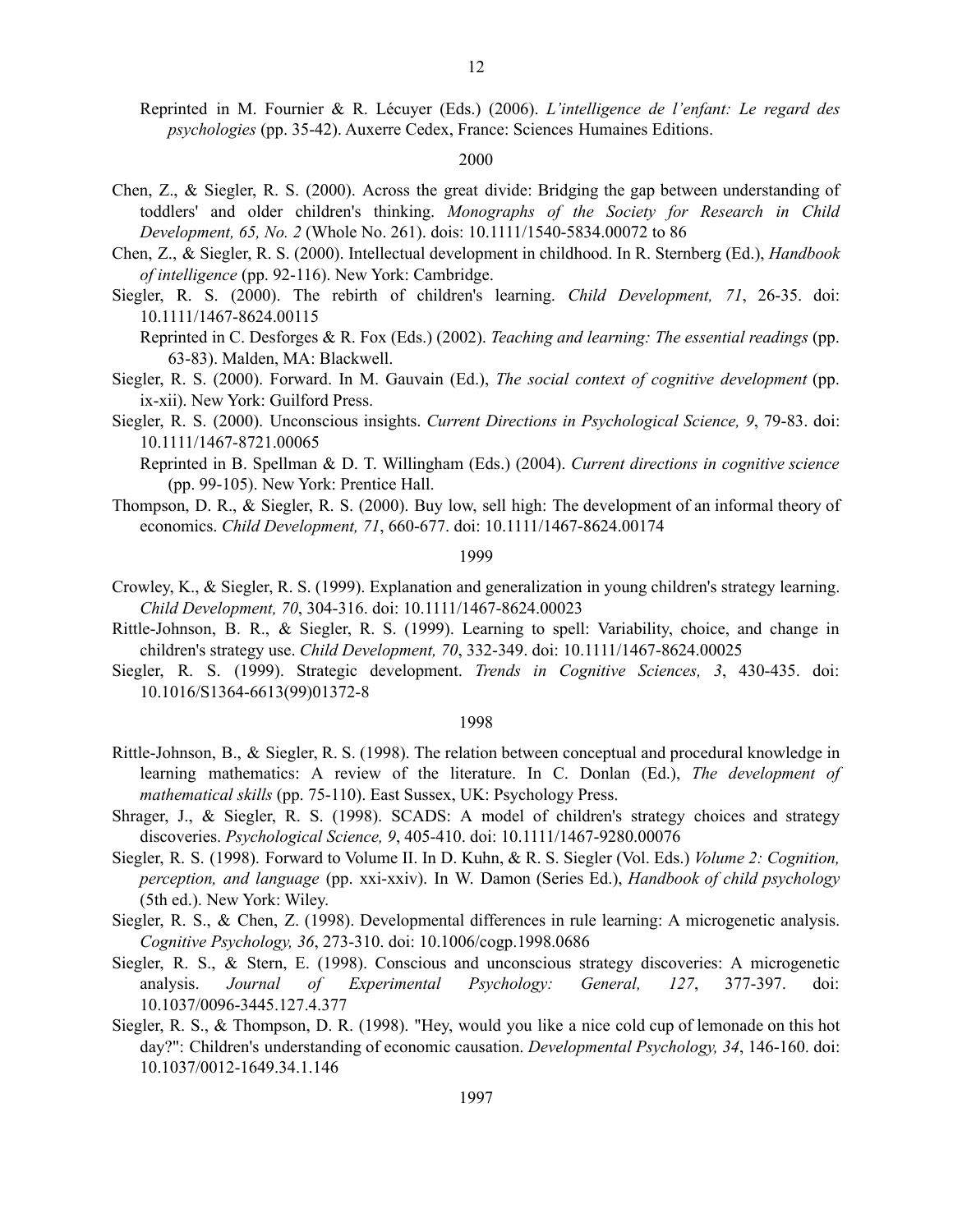Reprinted in M. Fournier & R. Lécuyer (Eds.) (2006). *L'intelligence de l'enfant: Le regard des psychologies* (pp. 35-42). Auxerre Cedex, France: Sciences Humaines Editions.

2000

Chen, Z., & Siegler, R. S. (2000). Across the great divide: Bridging the gap between understanding of toddlers' and older children's thinking. *Monographs of the Society for Research in Child Development, 65, No. 2* (Whole No. 261). dois: 10.1111/1540-5834.00072 to 86

Chen, Z., & Siegler, R. S. (2000). Intellectual development in childhood. In R. Sternberg (Ed.), *Handbook of intelligence* (pp. 92-116). New York: Cambridge.

Siegler, R. S. (2000). The rebirth of children's learning. *Child Development, 71*, 26-35. doi: 10.1111/1467-8624.00115

Reprinted in C. Desforges & R. Fox (Eds.) (2002). *Teaching and learning: The essential readings* (pp. 63-83). Malden, MA: Blackwell.

Siegler, R. S. (2000). Forward. In M. Gauvain (Ed.), *The social context of cognitive development* (pp. ix-xii). New York: Guilford Press.

Siegler, R. S. (2000). Unconscious insights. *Current Directions in Psychological Science, 9*, 79-83. doi: 10.1111/1467-8721.00065

Reprinted in B. Spellman & D. T. Willingham (Eds.) (2004). *Current directions in cognitive science* (pp. 99-105). New York: Prentice Hall.

Thompson, D. R., & Siegler, R. S. (2000). Buy low, sell high: The development of an informal theory of economics. *Child Development, 71*, 660-677. doi: 10.1111/1467-8624.00174

1999

Crowley, K., & Siegler, R. S. (1999). Explanation and generalization in young children's strategy learning. *Child Development, 70*, 304-316. doi: 10.1111/1467-8624.00023

Rittle-Johnson, B. R., & Siegler, R. S. (1999). Learning to spell: Variability, choice, and change in children's strategy use. *Child Development, 70*, 332-349. doi: 10.1111/1467-8624.00025

Siegler, R. S. (1999). Strategic development. *Trends in Cognitive Sciences, 3*, 430-435. doi: 10.1016/S1364-6613(99)01372-8

1998

Rittle-Johnson, B., & Siegler, R. S. (1998). The relation between conceptual and procedural knowledge in learning mathematics: A review of the literature. In C. Donlan (Ed.), *The development of mathematical skills* (pp. 75-110). East Sussex, UK: Psychology Press.

Shrager, J., & Siegler, R. S. (1998). SCADS: A model of children's strategy choices and strategy discoveries. *Psychological Science, 9*, 405-410. doi: 10.1111/1467-9280.00076

Siegler, R. S. (1998). Forward to Volume II. In D. Kuhn, & R. S. Siegler (Vol. Eds.) *Volume 2: Cognition, perception, and language* (pp. xxi-xxiv). In W. Damon (Series Ed.), *Handbook of child psychology* (5th ed.). New York: Wiley.

Siegler, R. S., & Chen, Z. (1998). Developmental differences in rule learning: A microgenetic analysis. *Cognitive Psychology, 36*, 273-310. doi: 10.1006/cogp.1998.0686

Siegler, R. S., & Stern, E. (1998). Conscious and unconscious strategy discoveries: A microgenetic analysis. *Journal of Experimental Psychology: General, 127*, 377-397. doi: 10.1037/0096-3445.127.4.377

Siegler, R. S., & Thompson, D. R. (1998). "Hey, would you like a nice cold cup of lemonade on this hot day?": Children's understanding of economic causation. *Developmental Psychology, 34*, 146-160. doi: 10.1037/0012-1649.34.1.146

1997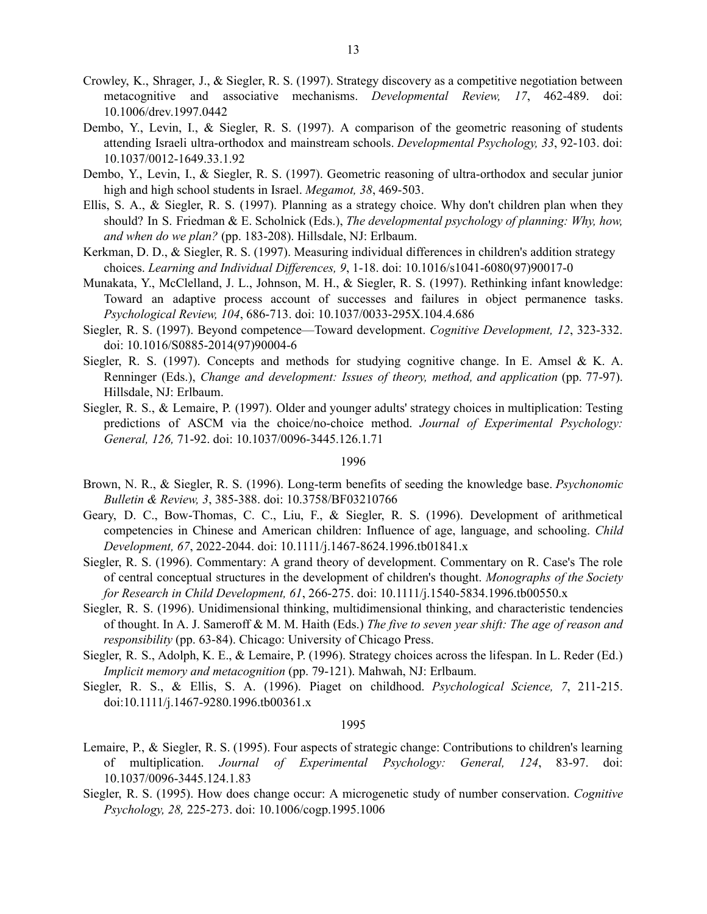Crowley, K., Shrager, J., & Siegler, R. S. (1997). Strategy discovery as a competitive negotiation between metacognitive and associative mechanisms. *Developmental Review, 17*, 462-489. doi: 10.1006/drev.1997.0442

Dembo, Y., Levin, I., & Siegler, R. S. (1997). A comparison of the geometric reasoning of students attending Israeli ultra-orthodox and mainstream schools. *Developmental Psychology, 33*, 92-103. doi: 10.1037/0012-1649.33.1.92

Dembo, Y., Levin, I., & Siegler, R. S. (1997). Geometric reasoning of ultra-orthodox and secular junior high and high school students in Israel. *Megamot, 38*, 469-503.

Ellis, S. A., & Siegler, R. S. (1997). Planning as a strategy choice. Why don't children plan when they should? In S. Friedman & E. Scholnick (Eds.), *The developmental psychology of planning: Why, how, and when do we plan?* (pp. 183-208). Hillsdale, NJ: Erlbaum.

Kerkman, D. D., & Siegler, R. S. (1997). Measuring individual differences in children's addition strategy choices. *Learning and Individual Differences, 9*, 1-18. doi: 10.1016/s1041-6080(97)90017-0

Munakata, Y., McClelland, J. L., Johnson, M. H., & Siegler, R. S. (1997). Rethinking infant knowledge: Toward an adaptive process account of successes and failures in object permanence tasks. *Psychological Review, 104*, 686-713. doi: 10.1037/0033-295X.104.4.686

Siegler, R. S. (1997). Beyond competence—Toward development. *Cognitive Development, 12*, 323-332. doi: 10.1016/S0885-2014(97)90004-6

Siegler, R. S. (1997). Concepts and methods for studying cognitive change. In E. Amsel & K. A. Renninger (Eds.), *Change and development: Issues of theory, method, and application* (pp. 77-97). Hillsdale, NJ: Erlbaum.

Siegler, R. S., & Lemaire, P. (1997). Older and younger adults' strategy choices in multiplication: Testing predictions of ASCM via the choice/no-choice method. *Journal of Experimental Psychology: General, 126,* 71-92. doi: 10.1037/0096-3445.126.1.71

1996

Brown, N. R., & Siegler, R. S. (1996). Long-term benefits of seeding the knowledge base. *Psychonomic Bulletin & Review, 3*, 385-388. doi: 10.3758/BF03210766

Geary, D. C., Bow-Thomas, C. C., Liu, F., & Siegler, R. S. (1996). Development of arithmetical competencies in Chinese and American children: Influence of age, language, and schooling. *Child Development, 67*, 2022-2044. doi: 10.1111/j.1467-8624.1996.tb01841.x

Siegler, R. S. (1996). Commentary: A grand theory of development. Commentary on R. Case's The role of central conceptual structures in the development of children's thought. *Monographs of the Society for Research in Child Development, 61*, 266-275. doi: 10.1111/j.1540-5834.1996.tb00550.x

Siegler, R. S. (1996). Unidimensional thinking, multidimensional thinking, and characteristic tendencies of thought. In A. J. Sameroff & M. M. Haith (Eds.) *The five to seven year shift: The age of reason and responsibility* (pp. 63-84). Chicago: University of Chicago Press.

Siegler, R. S., Adolph, K. E., & Lemaire, P. (1996). Strategy choices across the lifespan. In L. Reder (Ed.) *Implicit memory and metacognition* (pp. 79-121). Mahwah, NJ: Erlbaum.

Siegler, R. S., & Ellis, S. A. (1996). Piaget on childhood. *Psychological Science, 7*, 211-215. doi:10.1111/j.1467-9280.1996.tb00361.x

1995

Lemaire, P., & Siegler, R. S. (1995). Four aspects of strategic change: Contributions to children's learning of multiplication. *Journal of Experimental Psychology: General, 124*, 83-97. doi: 10.1037/0096-3445.124.1.83

Siegler, R. S. (1995). How does change occur: A microgenetic study of number conservation. *Cognitive Psychology, 28,* 225-273. doi: 10.1006/cogp.1995.1006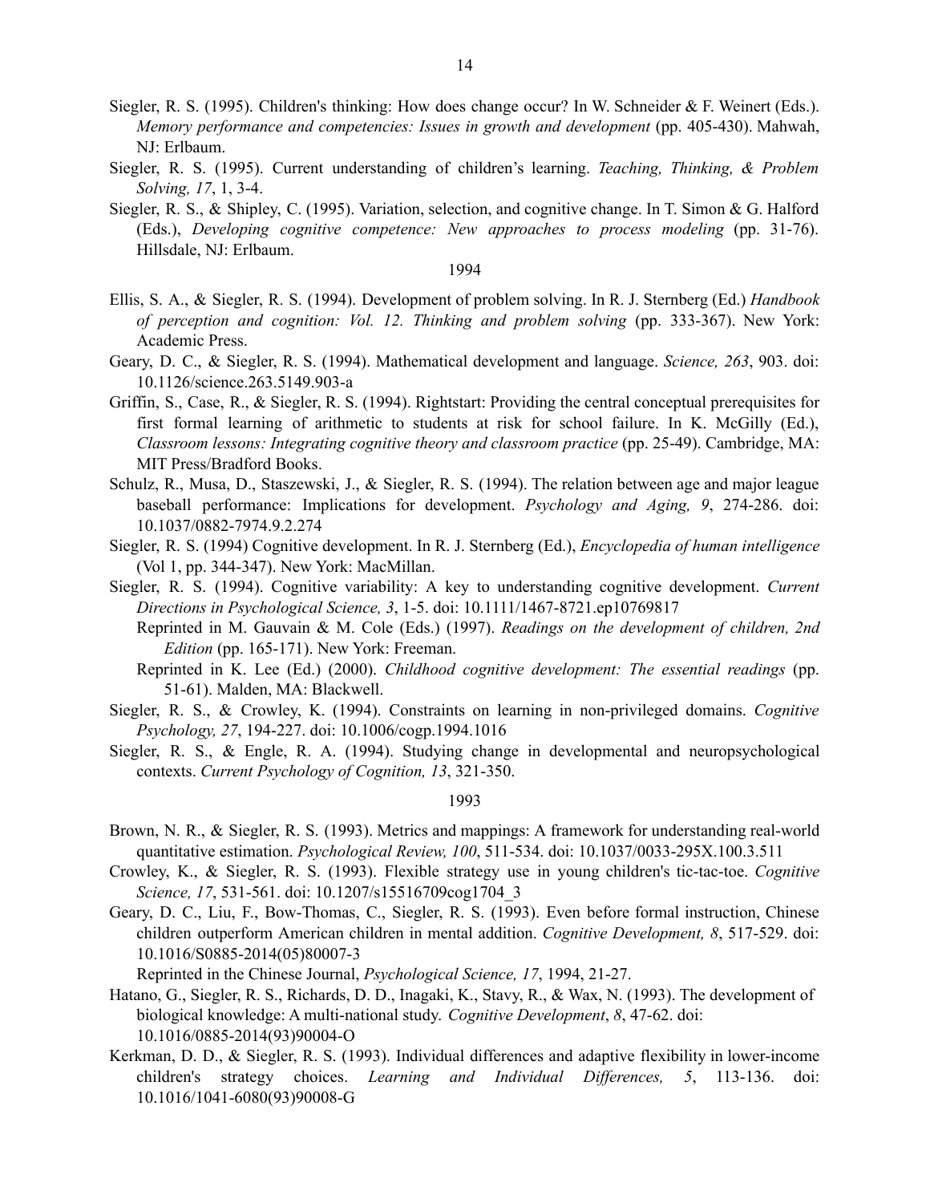Siegler, R. S. (1995). Children's thinking: How does change occur? In W. Schneider & F. Weinert (Eds.). *Memory performance and competencies: Issues in growth and development* (pp. 405-430). Mahwah, NJ: Erlbaum.

Siegler, R. S. (1995). Current understanding of children's learning. *Teaching, Thinking, & Problem Solving, 17*, 1, 3-4.

Siegler, R. S., & Shipley, C. (1995). Variation, selection, and cognitive change. In T. Simon & G. Halford (Eds.), *Developing cognitive competence: New approaches to process modeling* (pp. 31-76). Hillsdale, NJ: Erlbaum.

1994

Ellis, S. A., & Siegler, R. S. (1994). Development of problem solving. In R. J. Sternberg (Ed.) *Handbook of perception and cognition: Vol. 12. Thinking and problem solving* (pp. 333-367). New York: Academic Press.

Geary, D. C., & Siegler, R. S. (1994). Mathematical development and language. *Science, 263*, 903. doi: 10.1126/science.263.5149.903-a

Griffin, S., Case, R., & Siegler, R. S. (1994). Rightstart: Providing the central conceptual prerequisites for first formal learning of arithmetic to students at risk for school failure. In K. McGilly (Ed.), *Classroom lessons: Integrating cognitive theory and classroom practice* (pp. 25-49). Cambridge, MA: MIT Press/Bradford Books.

Schulz, R., Musa, D., Staszewski, J., & Siegler, R. S. (1994). The relation between age and major league baseball performance: Implications for development. *Psychology and Aging, 9*, 274-286. doi: 10.1037/0882-7974.9.2.274

Siegler, R. S. (1994) Cognitive development. In R. J. Sternberg (Ed.), *Encyclopedia of human intelligence* (Vol 1, pp. 344-347). New York: MacMillan.

Siegler, R. S. (1994). Cognitive variability: A key to understanding cognitive development. *Current Directions in Psychological Science, 3*, 1-5. doi: 10.1111/1467-8721.ep10769817

Reprinted in M. Gauvain & M. Cole (Eds.) (1997). *Readings on the development of children, 2nd Edition* (pp. 165-171). New York: Freeman.

Reprinted in K. Lee (Ed.) (2000). *Childhood cognitive development: The essential readings* (pp. 51-61). Malden, MA: Blackwell.

Siegler, R. S., & Crowley, K. (1994). Constraints on learning in non-privileged domains. *Cognitive Psychology, 27*, 194-227. doi: 10.1006/cogp.1994.1016

Siegler, R. S., & Engle, R. A. (1994). Studying change in developmental and neuropsychological contexts. *Current Psychology of Cognition, 13*, 321-350.

1993

Brown, N. R., & Siegler, R. S. (1993). Metrics and mappings: A framework for understanding real-world quantitative estimation. *Psychological Review, 100*, 511-534. doi: 10.1037/0033-295X.100.3.511

Crowley, K., & Siegler, R. S. (1993). Flexible strategy use in young children's tic-tac-toe. *Cognitive Science, 17*, 531-561. doi: 10.1207/s15516709cog1704_3

Geary, D. C., Liu, F., Bow-Thomas, C., Siegler, R. S. (1993). Even before formal instruction, Chinese children outperform American children in mental addition. *Cognitive Development, 8*, 517-529. doi: 10.1016/S0885-2014(05)80007-3

Reprinted in the Chinese Journal, *Psychological Science, 17*, 1994, 21-27.

Hatano, G., Siegler, R. S., Richards, D. D., Inagaki, K., Stavy, R., & Wax, N. (1993). The development of biological knowledge: A multi-national study. *Cognitive Development*, *8*, 47-62. doi: 10.1016/0885-2014(93)90004-O

Kerkman, D. D., & Siegler, R. S. (1993). Individual differences and adaptive flexibility in lower-income children's strategy choices. *Learning and Individual Differences, 5*, 113-136. doi: 10.1016/1041-6080(93)90008-G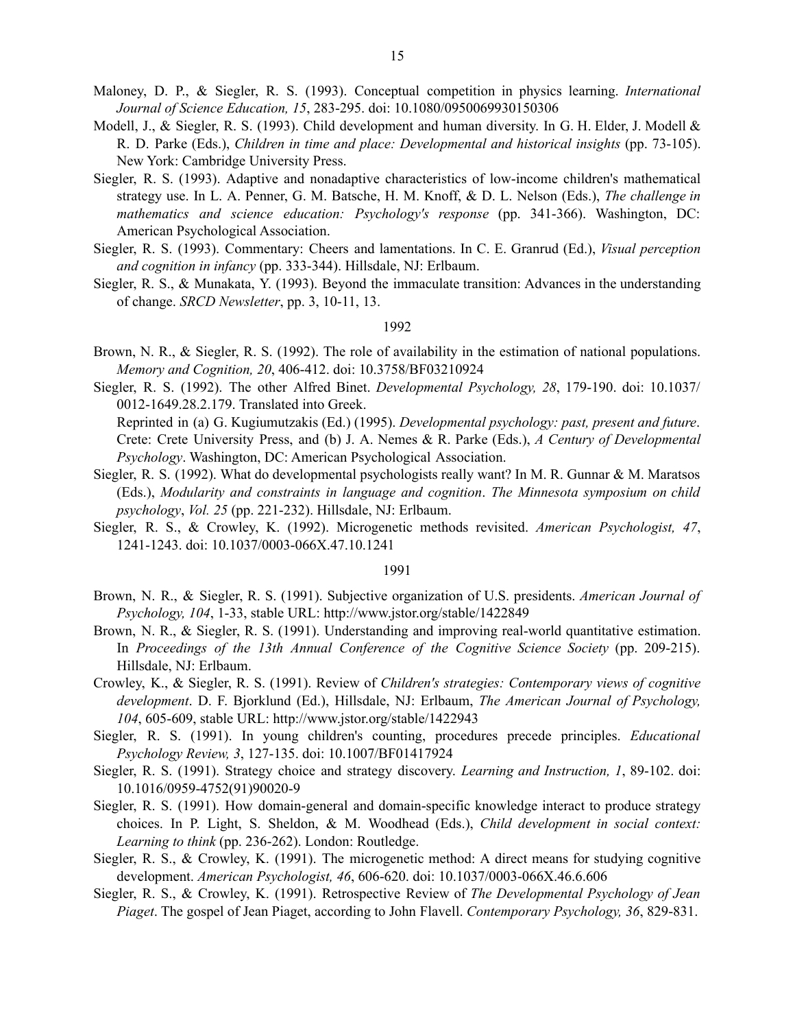Maloney, D. P., & Siegler, R. S. (1993). Conceptual competition in physics learning. *International Journal of Science Education, 15*, 283-295. doi: 10.1080/0950069930150306

Modell, J., & Siegler, R. S. (1993). Child development and human diversity. In G. H. Elder, J. Modell & R. D. Parke (Eds.), *Children in time and place: Developmental and historical insights* (pp. 73-105). New York: Cambridge University Press.

Siegler, R. S. (1993). Adaptive and nonadaptive characteristics of low-income children's mathematical strategy use. In L. A. Penner, G. M. Batsche, H. M. Knoff, & D. L. Nelson (Eds.), *The challenge in mathematics and science education: Psychology's response* (pp. 341-366). Washington, DC: American Psychological Association.

Siegler, R. S. (1993). Commentary: Cheers and lamentations. In C. E. Granrud (Ed.), *Visual perception and cognition in infancy* (pp. 333-344). Hillsdale, NJ: Erlbaum.

Siegler, R. S., & Munakata, Y. (1993). Beyond the immaculate transition: Advances in the understanding of change. *SRCD Newsletter*, pp. 3, 10-11, 13.

1992

Brown, N. R., & Siegler, R. S. (1992). The role of availability in the estimation of national populations. *Memory and Cognition, 20*, 406-412. doi: 10.3758/BF03210924

Siegler, R. S. (1992). The other Alfred Binet. *Developmental Psychology, 28*, 179-190. doi: 10.1037/0012-1649.28.2.179. Translated into Greek.
Reprinted in (a) G. Kugiumutzakis (Ed.) (1995). *Developmental psychology: past, present and future*. Crete: Crete University Press, and (b) J. A. Nemes & R. Parke (Eds.), *A Century of Developmental Psychology*. Washington, DC: American Psychological Association.

Siegler, R. S. (1992). What do developmental psychologists really want? In M. R. Gunnar & M. Maratsos (Eds.), *Modularity and constraints in language and cognition*. *The Minnesota symposium on child psychology*, *Vol. 25* (pp. 221-232). Hillsdale, NJ: Erlbaum.

Siegler, R. S., & Crowley, K. (1992). Microgenetic methods revisited. *American Psychologist, 47*, 1241-1243. doi: 10.1037/0003-066X.47.10.1241

1991

Brown, N. R., & Siegler, R. S. (1991). Subjective organization of U.S. presidents. *American Journal of Psychology, 104*, 1-33, stable URL: http://www.jstor.org/stable/1422849

Brown, N. R., & Siegler, R. S. (1991). Understanding and improving real-world quantitative estimation. In *Proceedings of the 13th Annual Conference of the Cognitive Science Society* (pp. 209-215). Hillsdale, NJ: Erlbaum.

Crowley, K., & Siegler, R. S. (1991). Review of *Children's strategies: Contemporary views of cognitive development*. D. F. Bjorklund (Ed.), Hillsdale, NJ: Erlbaum, *The American Journal of Psychology, 104*, 605-609, stable URL: http://www.jstor.org/stable/1422943

Siegler, R. S. (1991). In young children's counting, procedures precede principles. *Educational Psychology Review, 3*, 127-135. doi: 10.1007/BF01417924

Siegler, R. S. (1991). Strategy choice and strategy discovery. *Learning and Instruction, 1*, 89-102. doi: 10.1016/0959-4752(91)90020-9

Siegler, R. S. (1991). How domain-general and domain-specific knowledge interact to produce strategy choices. In P. Light, S. Sheldon, & M. Woodhead (Eds.), *Child development in social context: Learning to think* (pp. 236-262). London: Routledge.

Siegler, R. S., & Crowley, K. (1991). The microgenetic method: A direct means for studying cognitive development. *American Psychologist, 46*, 606-620. doi: 10.1037/0003-066X.46.6.606

Siegler, R. S., & Crowley, K. (1991). Retrospective Review of *The Developmental Psychology of Jean Piaget*. The gospel of Jean Piaget, according to John Flavell. *Contemporary Psychology, 36*, 829-831.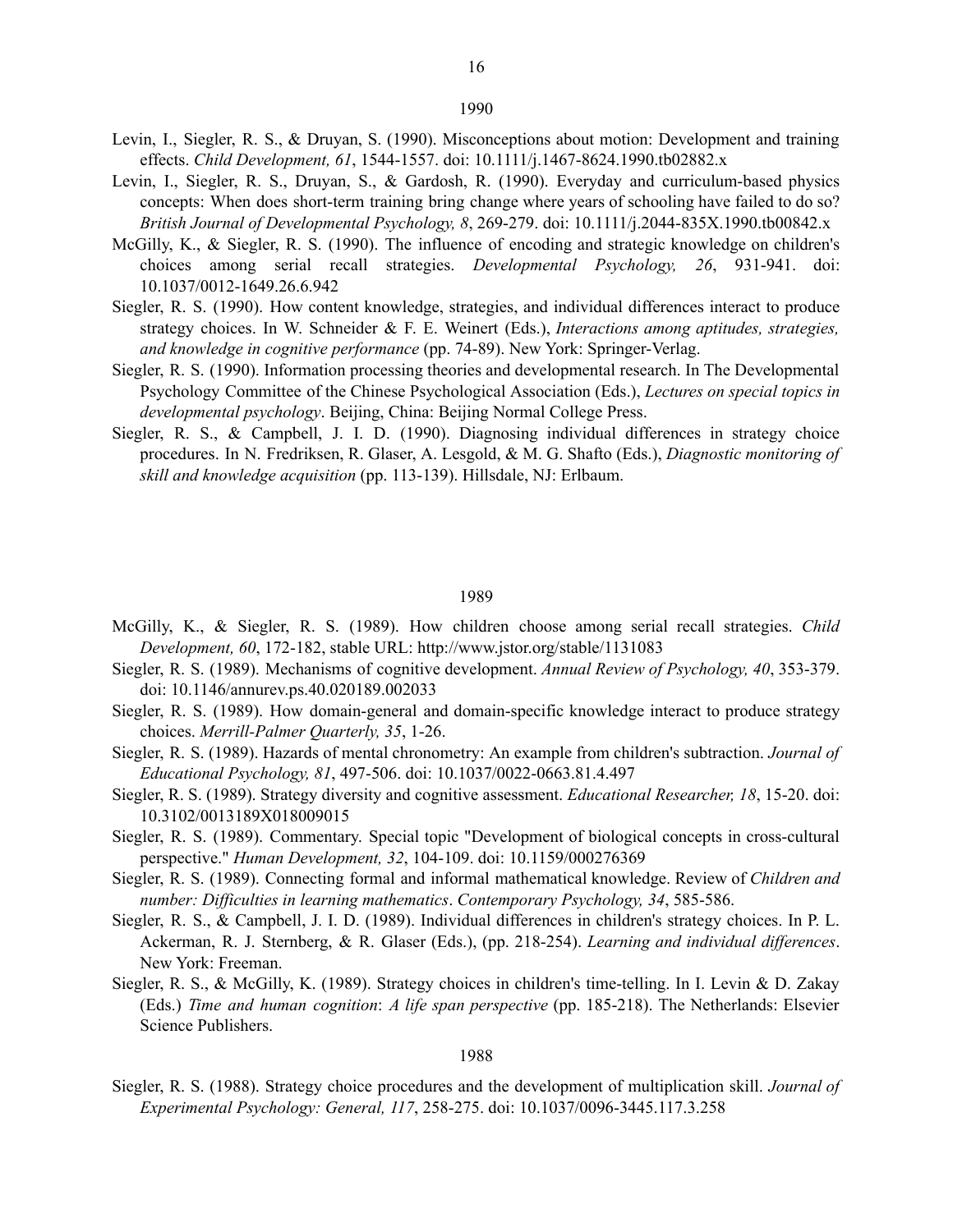### 1990

Levin, I., Siegler, R. S., & Druyan, S. (1990). Misconceptions about motion: Development and training effects. *Child Development, 61*, 1544-1557. doi: 10.1111/j.1467-8624.1990.tb02882.x

Levin, I., Siegler, R. S., Druyan, S., & Gardosh, R. (1990). Everyday and curriculum-based physics concepts: When does short-term training bring change where years of schooling have failed to do so? *British Journal of Developmental Psychology, 8*, 269-279. doi: 10.1111/j.2044-835X.1990.tb00842.x

McGilly, K., & Siegler, R. S. (1990). The influence of encoding and strategic knowledge on children's choices among serial recall strategies. *Developmental Psychology, 26*, 931-941. doi: 10.1037/0012-1649.26.6.942

Siegler, R. S. (1990). How content knowledge, strategies, and individual differences interact to produce strategy choices. In W. Schneider & F. E. Weinert (Eds.), *Interactions among aptitudes, strategies, and knowledge in cognitive performance* (pp. 74-89). New York: Springer-Verlag.

Siegler, R. S. (1990). Information processing theories and developmental research. In The Developmental Psychology Committee of the Chinese Psychological Association (Eds.), *Lectures on special topics in developmental psychology*. Beijing, China: Beijing Normal College Press.

Siegler, R. S., & Campbell, J. I. D. (1990). Diagnosing individual differences in strategy choice procedures. In N. Fredriksen, R. Glaser, A. Lesgold, & M. G. Shafto (Eds.), *Diagnostic monitoring of skill and knowledge acquisition* (pp. 113-139). Hillsdale, NJ: Erlbaum.

### 1989

McGilly, K., & Siegler, R. S. (1989). How children choose among serial recall strategies. *Child Development, 60*, 172-182, stable URL: http://www.jstor.org/stable/1131083

Siegler, R. S. (1989). Mechanisms of cognitive development. *Annual Review of Psychology, 40*, 353-379. doi: 10.1146/annurev.ps.40.020189.002033

Siegler, R. S. (1989). How domain-general and domain-specific knowledge interact to produce strategy choices. *Merrill-Palmer Quarterly, 35*, 1-26.

Siegler, R. S. (1989). Hazards of mental chronometry: An example from children's subtraction. *Journal of Educational Psychology, 81*, 497-506. doi: 10.1037/0022-0663.81.4.497

Siegler, R. S. (1989). Strategy diversity and cognitive assessment. *Educational Researcher, 18*, 15-20. doi: 10.3102/0013189X018009015

Siegler, R. S. (1989). Commentary. Special topic "Development of biological concepts in cross-cultural perspective." *Human Development, 32*, 104-109. doi: 10.1159/000276369

Siegler, R. S. (1989). Connecting formal and informal mathematical knowledge. Review of *Children and number: Difficulties in learning mathematics*. *Contemporary Psychology, 34*, 585-586.

Siegler, R. S., & Campbell, J. I. D. (1989). Individual differences in children's strategy choices. In P. L. Ackerman, R. J. Sternberg, & R. Glaser (Eds.), (pp. 218-254). *Learning and individual differences*. New York: Freeman.

Siegler, R. S., & McGilly, K. (1989). Strategy choices in children's time-telling. In I. Levin & D. Zakay (Eds.) *Time and human cognition*: *A life span perspective* (pp. 185-218). The Netherlands: Elsevier Science Publishers.

### 1988

Siegler, R. S. (1988). Strategy choice procedures and the development of multiplication skill. *Journal of Experimental Psychology: General, 117*, 258-275. doi: 10.1037/0096-3445.117.3.258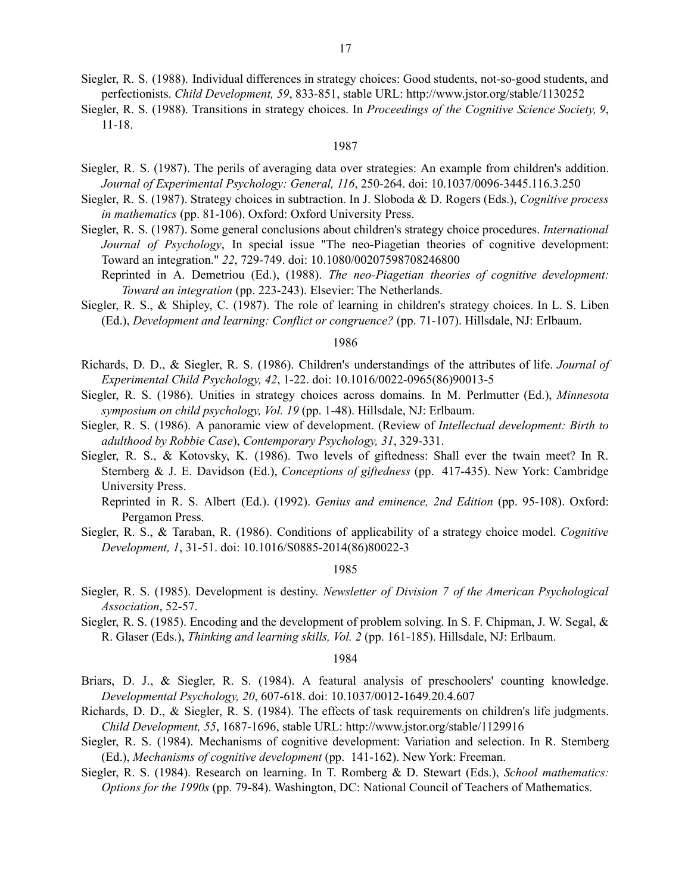Siegler, R. S. (1988). Individual differences in strategy choices: Good students, not-so-good students, and perfectionists. *Child Development, 59*, 833-851, stable URL: http://www.jstor.org/stable/1130252

Siegler, R. S. (1988). Transitions in strategy choices. In *Proceedings of the Cognitive Science Society, 9*, 11-18.

1987

Siegler, R. S. (1987). The perils of averaging data over strategies: An example from children's addition. *Journal of Experimental Psychology: General, 116*, 250-264. doi: 10.1037/0096-3445.116.3.250

Siegler, R. S. (1987). Strategy choices in subtraction. In J. Sloboda & D. Rogers (Eds.), *Cognitive process in mathematics* (pp. 81-106). Oxford: Oxford University Press.

Siegler, R. S. (1987). Some general conclusions about children's strategy choice procedures. *International Journal of Psychology*, In special issue "The neo-Piagetian theories of cognitive development: Toward an integration." *22*, 729-749. doi: 10.1080/00207598708246800

Reprinted in A. Demetriou (Ed.), (1988). *The neo-Piagetian theories of cognitive development: Toward an integration* (pp. 223-243). Elsevier: The Netherlands.

Siegler, R. S., & Shipley, C. (1987). The role of learning in children's strategy choices. In L. S. Liben (Ed.), *Development and learning: Conflict or congruence?* (pp. 71-107). Hillsdale, NJ: Erlbaum.

1986

Richards, D. D., & Siegler, R. S. (1986). Children's understandings of the attributes of life. *Journal of Experimental Child Psychology, 42*, 1-22. doi: 10.1016/0022-0965(86)90013-5

Siegler, R. S. (1986). Unities in strategy choices across domains. In M. Perlmutter (Ed.), *Minnesota symposium on child psychology, Vol. 19* (pp. 1-48). Hillsdale, NJ: Erlbaum.

Siegler, R. S. (1986). A panoramic view of development. (Review of *Intellectual development: Birth to adulthood by Robbie Case*), *Contemporary Psychology, 31*, 329-331.

Siegler, R. S., & Kotovsky, K. (1986). Two levels of giftedness: Shall ever the twain meet? In R. Sternberg & J. E. Davidson (Ed.), *Conceptions of giftedness* (pp. 417-435). New York: Cambridge University Press.

Reprinted in R. S. Albert (Ed.). (1992). *Genius and eminence, 2nd Edition* (pp. 95-108). Oxford: Pergamon Press.

Siegler, R. S., & Taraban, R. (1986). Conditions of applicability of a strategy choice model. *Cognitive Development, 1*, 31-51. doi: 10.1016/S0885-2014(86)80022-3

1985

Siegler, R. S. (1985). Development is destiny. *Newsletter of Division 7 of the American Psychological Association*, 52-57.

Siegler, R. S. (1985). Encoding and the development of problem solving. In S. F. Chipman, J. W. Segal, & R. Glaser (Eds.), *Thinking and learning skills, Vol. 2* (pp. 161-185). Hillsdale, NJ: Erlbaum.

1984

Briars, D. J., & Siegler, R. S. (1984). A featural analysis of preschoolers' counting knowledge. *Developmental Psychology, 20*, 607-618. doi: 10.1037/0012-1649.20.4.607

Richards, D. D., & Siegler, R. S. (1984). The effects of task requirements on children's life judgments. *Child Development, 55*, 1687-1696, stable URL: http://www.jstor.org/stable/1129916

Siegler, R. S. (1984). Mechanisms of cognitive development: Variation and selection. In R. Sternberg (Ed.), *Mechanisms of cognitive development* (pp. 141-162). New York: Freeman.

Siegler, R. S. (1984). Research on learning. In T. Romberg & D. Stewart (Eds.), *School mathematics: Options for the 1990s* (pp. 79-84). Washington, DC: National Council of Teachers of Mathematics.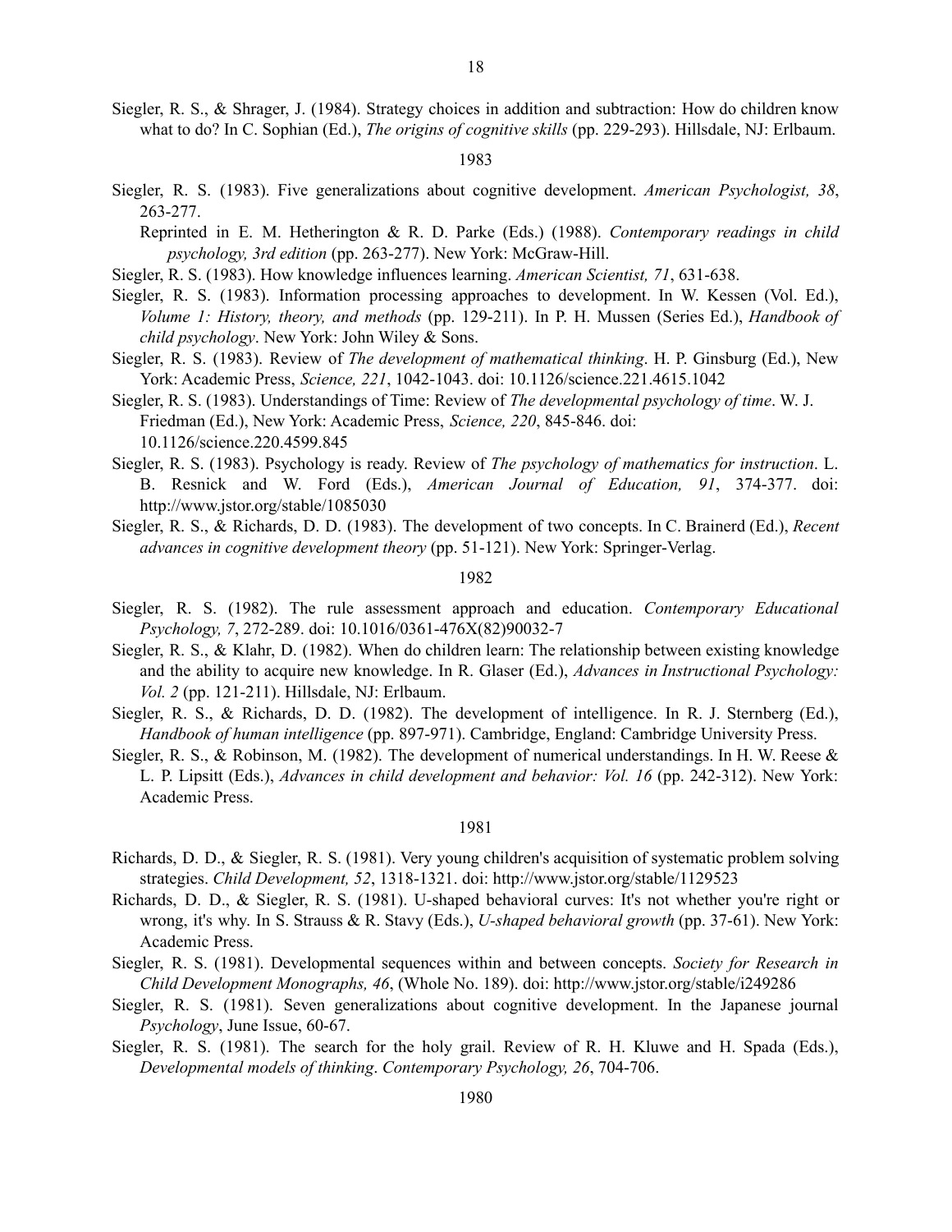Siegler, R. S., & Shrager, J. (1984). Strategy choices in addition and subtraction: How do children know what to do? In C. Sophian (Ed.), *The origins of cognitive skills* (pp. 229-293). Hillsdale, NJ: Erlbaum.

1983

Siegler, R. S. (1983). Five generalizations about cognitive development. *American Psychologist, 38*, 263-277.

Reprinted in E. M. Hetherington & R. D. Parke (Eds.) (1988). *Contemporary readings in child psychology, 3rd edition* (pp. 263-277). New York: McGraw-Hill.

Siegler, R. S. (1983). How knowledge influences learning. *American Scientist, 71*, 631-638.

Siegler, R. S. (1983). Information processing approaches to development. In W. Kessen (Vol. Ed.), *Volume 1: History, theory, and methods* (pp. 129-211). In P. H. Mussen (Series Ed.), *Handbook of child psychology*. New York: John Wiley & Sons.

Siegler, R. S. (1983). Review of *The development of mathematical thinking*. H. P. Ginsburg (Ed.), New York: Academic Press, *Science, 221*, 1042-1043. doi: 10.1126/science.221.4615.1042

Siegler, R. S. (1983). Understandings of Time: Review of *The developmental psychology of time*. W. J. Friedman (Ed.), New York: Academic Press, *Science, 220*, 845-846. doi: 10.1126/science.220.4599.845

Siegler, R. S. (1983). Psychology is ready. Review of *The psychology of mathematics for instruction*. L. B. Resnick and W. Ford (Eds.), *American Journal of Education, 91*, 374-377. doi: http://www.jstor.org/stable/1085030

Siegler, R. S., & Richards, D. D. (1983). The development of two concepts. In C. Brainerd (Ed.), *Recent advances in cognitive development theory* (pp. 51-121). New York: Springer-Verlag.

1982

Siegler, R. S. (1982). The rule assessment approach and education. *Contemporary Educational Psychology, 7*, 272-289. doi: 10.1016/0361-476X(82)90032-7

Siegler, R. S., & Klahr, D. (1982). When do children learn: The relationship between existing knowledge and the ability to acquire new knowledge. In R. Glaser (Ed.), *Advances in Instructional Psychology: Vol. 2* (pp. 121-211). Hillsdale, NJ: Erlbaum.

Siegler, R. S., & Richards, D. D. (1982). The development of intelligence. In R. J. Sternberg (Ed.), *Handbook of human intelligence* (pp. 897-971). Cambridge, England: Cambridge University Press.

Siegler, R. S., & Robinson, M. (1982). The development of numerical understandings. In H. W. Reese & L. P. Lipsitt (Eds.), *Advances in child development and behavior: Vol. 16* (pp. 242-312). New York: Academic Press.

1981

Richards, D. D., & Siegler, R. S. (1981). Very young children's acquisition of systematic problem solving strategies. *Child Development, 52*, 1318-1321. doi: http://www.jstor.org/stable/1129523

Richards, D. D., & Siegler, R. S. (1981). U-shaped behavioral curves: It's not whether you're right or wrong, it's why. In S. Strauss & R. Stavy (Eds.), *U-shaped behavioral growth* (pp. 37-61). New York: Academic Press.

Siegler, R. S. (1981). Developmental sequences within and between concepts. *Society for Research in Child Development Monographs, 46*, (Whole No. 189). doi: http://www.jstor.org/stable/i249286

Siegler, R. S. (1981). Seven generalizations about cognitive development. In the Japanese journal *Psychology*, June Issue, 60-67.

Siegler, R. S. (1981). The search for the holy grail. Review of R. H. Kluwe and H. Spada (Eds.), *Developmental models of thinking*. *Contemporary Psychology, 26*, 704-706.

1980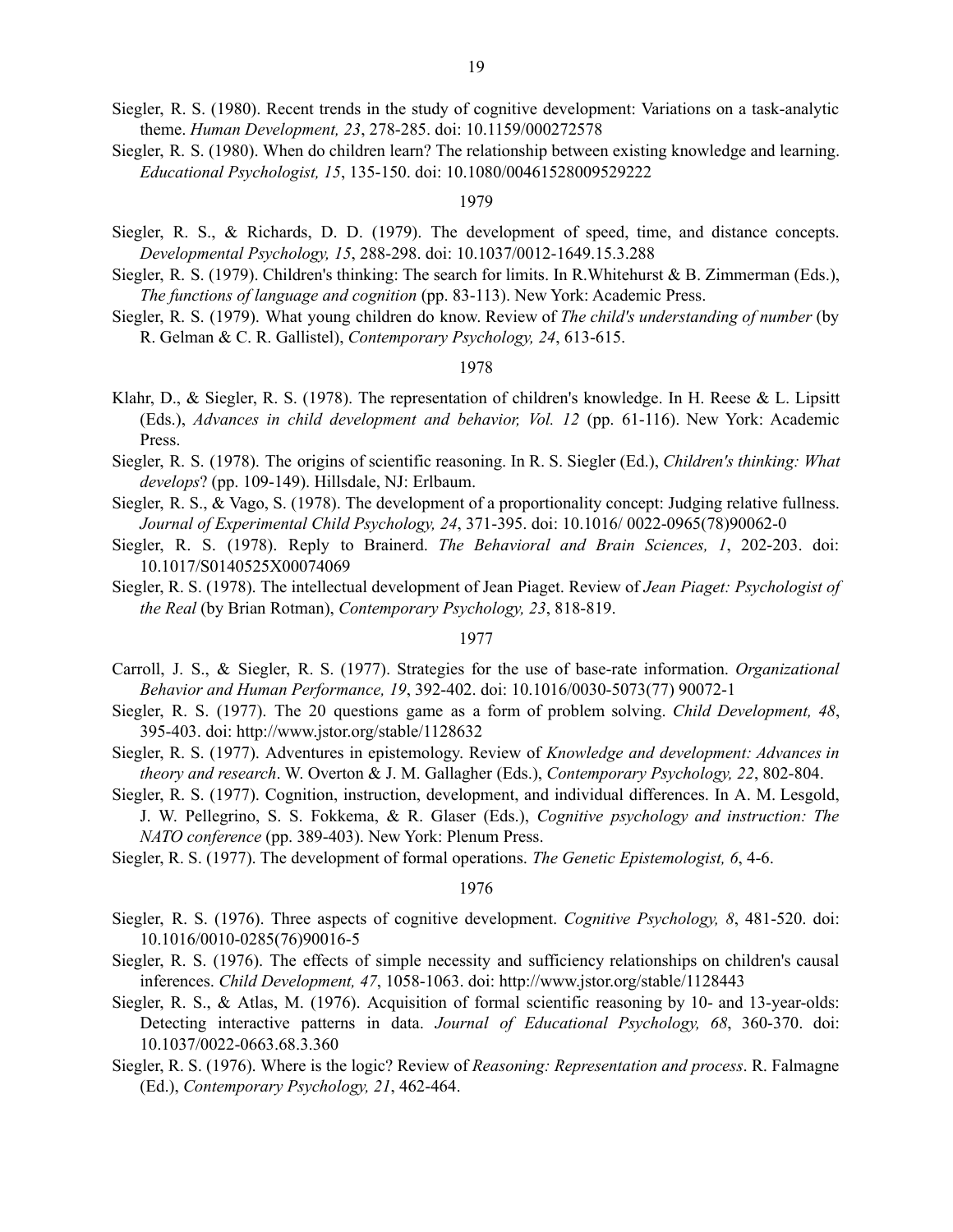Siegler, R. S. (1980). Recent trends in the study of cognitive development: Variations on a task-analytic theme. *Human Development, 23*, 278-285. doi: 10.1159/000272578

Siegler, R. S. (1980). When do children learn? The relationship between existing knowledge and learning. *Educational Psychologist, 15*, 135-150. doi: 10.1080/00461528009529222

1979

Siegler, R. S., & Richards, D. D. (1979). The development of speed, time, and distance concepts. *Developmental Psychology, 15*, 288-298. doi: 10.1037/0012-1649.15.3.288

Siegler, R. S. (1979). Children's thinking: The search for limits. In R.Whitehurst & B. Zimmerman (Eds.), *The functions of language and cognition* (pp. 83-113). New York: Academic Press.

Siegler, R. S. (1979). What young children do know. Review of *The child's understanding of number* (by R. Gelman & C. R. Gallistel), *Contemporary Psychology, 24*, 613-615.

1978

Klahr, D., & Siegler, R. S. (1978). The representation of children's knowledge. In H. Reese & L. Lipsitt (Eds.), *Advances in child development and behavior, Vol. 12* (pp. 61-116). New York: Academic Press.

Siegler, R. S. (1978). The origins of scientific reasoning. In R. S. Siegler (Ed.), *Children's thinking: What develops*? (pp. 109-149). Hillsdale, NJ: Erlbaum.

Siegler, R. S., & Vago, S. (1978). The development of a proportionality concept: Judging relative fullness. *Journal of Experimental Child Psychology, 24*, 371-395. doi: 10.1016/ 0022-0965(78)90062-0

Siegler, R. S. (1978). Reply to Brainerd. *The Behavioral and Brain Sciences, 1*, 202-203. doi: 10.1017/S0140525X00074069

Siegler, R. S. (1978). The intellectual development of Jean Piaget. Review of *Jean Piaget: Psychologist of the Real* (by Brian Rotman), *Contemporary Psychology, 23*, 818-819.

1977

Carroll, J. S., & Siegler, R. S. (1977). Strategies for the use of base-rate information. *Organizational Behavior and Human Performance, 19*, 392-402. doi: 10.1016/0030-5073(77) 90072-1

Siegler, R. S. (1977). The 20 questions game as a form of problem solving. *Child Development, 48*, 395-403. doi: http://www.jstor.org/stable/1128632

Siegler, R. S. (1977). Adventures in epistemology. Review of *Knowledge and development: Advances in theory and research*. W. Overton & J. M. Gallagher (Eds.), *Contemporary Psychology, 22*, 802-804.

Siegler, R. S. (1977). Cognition, instruction, development, and individual differences. In A. M. Lesgold, J. W. Pellegrino, S. S. Fokkema, & R. Glaser (Eds.), *Cognitive psychology and instruction: The NATO conference* (pp. 389-403). New York: Plenum Press.

Siegler, R. S. (1977). The development of formal operations. *The Genetic Epistemologist, 6*, 4-6.

1976

Siegler, R. S. (1976). Three aspects of cognitive development. *Cognitive Psychology, 8*, 481-520. doi: 10.1016/0010-0285(76)90016-5

Siegler, R. S. (1976). The effects of simple necessity and sufficiency relationships on children's causal inferences. *Child Development, 47*, 1058-1063. doi: http://www.jstor.org/stable/1128443

Siegler, R. S., & Atlas, M. (1976). Acquisition of formal scientific reasoning by 10- and 13-year-olds: Detecting interactive patterns in data. *Journal of Educational Psychology, 68*, 360-370. doi: 10.1037/0022-0663.68.3.360

Siegler, R. S. (1976). Where is the logic? Review of *Reasoning: Representation and process*. R. Falmagne (Ed.), *Contemporary Psychology, 21*, 462-464.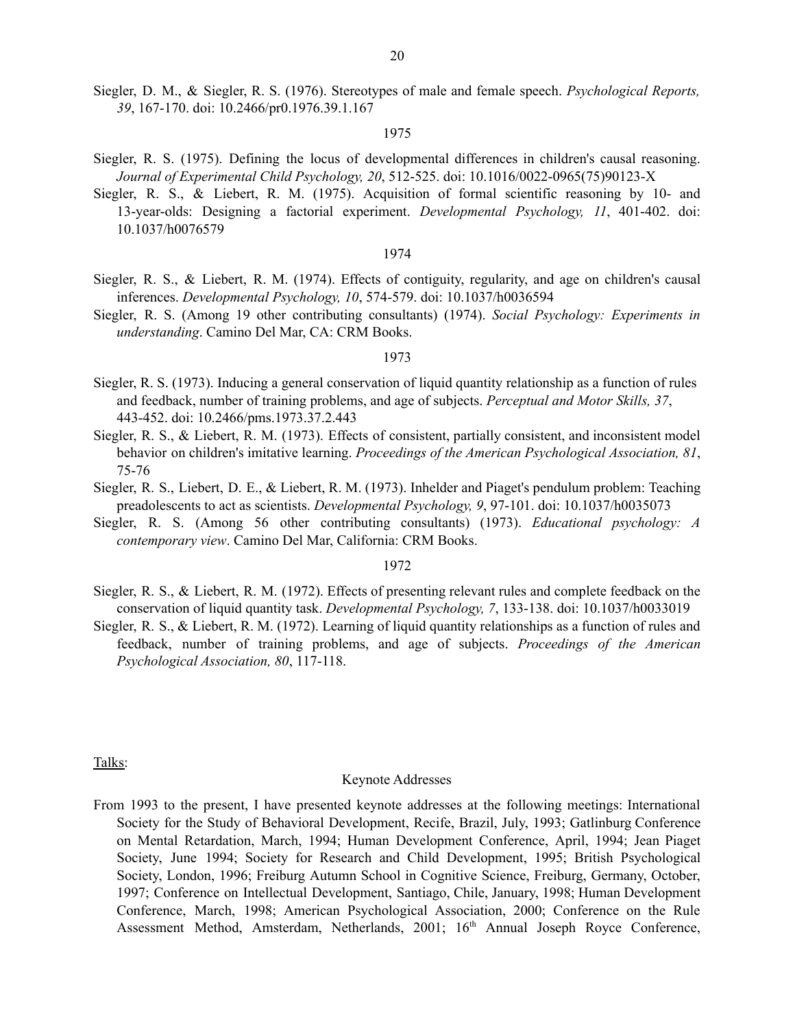Siegler, D. M., & Siegler, R. S. (1976). Stereotypes of male and female speech. *Psychological Reports, 39*, 167-170. doi: 10.2466/pr0.1976.39.1.167

1975

Siegler, R. S. (1975). Defining the locus of developmental differences in children's causal reasoning. *Journal of Experimental Child Psychology, 20*, 512-525. doi: 10.1016/0022-0965(75)90123-X

Siegler, R. S., & Liebert, R. M. (1975). Acquisition of formal scientific reasoning by 10- and 13-year-olds: Designing a factorial experiment. *Developmental Psychology, 11*, 401-402. doi: 10.1037/h0076579

1974

Siegler, R. S., & Liebert, R. M. (1974). Effects of contiguity, regularity, and age on children's causal inferences. *Developmental Psychology, 10*, 574-579. doi: 10.1037/h0036594

Siegler, R. S. (Among 19 other contributing consultants) (1974). *Social Psychology: Experiments in understanding*. Camino Del Mar, CA: CRM Books.

1973

Siegler, R. S. (1973). Inducing a general conservation of liquid quantity relationship as a function of rules and feedback, number of training problems, and age of subjects. *Perceptual and Motor Skills, 37*, 443-452. doi: 10.2466/pms.1973.37.2.443

Siegler, R. S., & Liebert, R. M. (1973). Effects of consistent, partially consistent, and inconsistent model behavior on children's imitative learning. *Proceedings of the American Psychological Association, 81*, 75-76

Siegler, R. S., Liebert, D. E., & Liebert, R. M. (1973). Inhelder and Piaget's pendulum problem: Teaching preadolescents to act as scientists. *Developmental Psychology, 9*, 97-101. doi: 10.1037/h0035073

Siegler, R. S. (Among 56 other contributing consultants) (1973). *Educational psychology: A contemporary view*. Camino Del Mar, California: CRM Books.

1972

Siegler, R. S., & Liebert, R. M. (1972). Effects of presenting relevant rules and complete feedback on the conservation of liquid quantity task. *Developmental Psychology, 7*, 133-138. doi: 10.1037/h0033019

Siegler, R. S., & Liebert, R. M. (1972). Learning of liquid quantity relationships as a function of rules and feedback, number of training problems, and age of subjects. *Proceedings of the American Psychological Association, 80*, 117-118.

Talks:

Keynote Addresses

From 1993 to the present, I have presented keynote addresses at the following meetings: International Society for the Study of Behavioral Development, Recife, Brazil, July, 1993; Gatlinburg Conference on Mental Retardation, March, 1994; Human Development Conference, April, 1994; Jean Piaget Society, June 1994; Society for Research and Child Development, 1995; British Psychological Society, London, 1996; Freiburg Autumn School in Cognitive Science, Freiburg, Germany, October, 1997; Conference on Intellectual Development, Santiago, Chile, January, 1998; Human Development Conference, March, 1998; American Psychological Association, 2000; Conference on the Rule Assessment Method, Amsterdam, Netherlands, 2001; 16th Annual Joseph Royce Conference,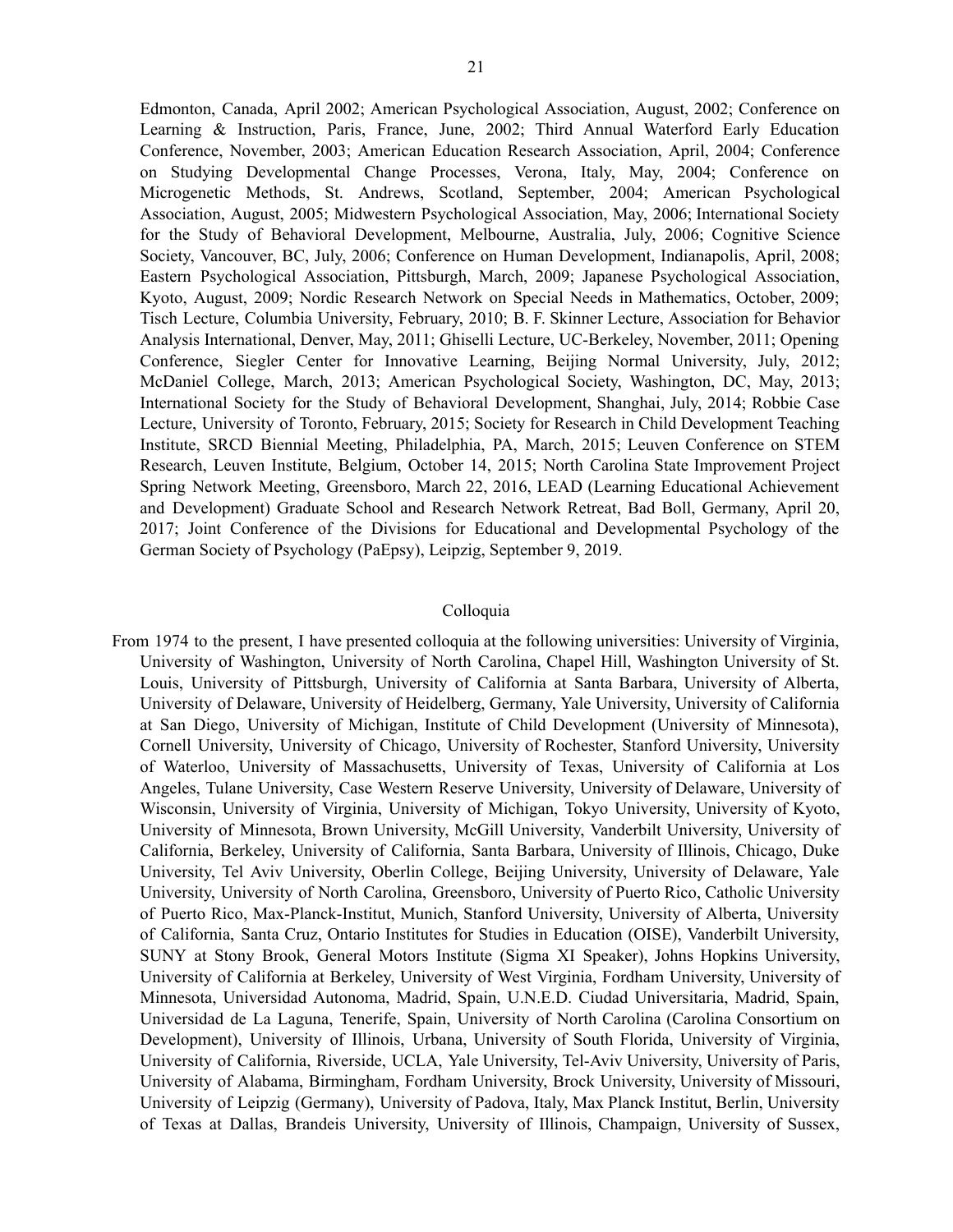Edmonton, Canada, April 2002; American Psychological Association, August, 2002; Conference on Learning & Instruction, Paris, France, June, 2002; Third Annual Waterford Early Education Conference, November, 2003; American Education Research Association, April, 2004; Conference on Studying Developmental Change Processes, Verona, Italy, May, 2004; Conference on Microgenetic Methods, St. Andrews, Scotland, September, 2004; American Psychological Association, August, 2005; Midwestern Psychological Association, May, 2006; International Society for the Study of Behavioral Development, Melbourne, Australia, July, 2006; Cognitive Science Society, Vancouver, BC, July, 2006; Conference on Human Development, Indianapolis, April, 2008; Eastern Psychological Association, Pittsburgh, March, 2009; Japanese Psychological Association, Kyoto, August, 2009; Nordic Research Network on Special Needs in Mathematics, October, 2009; Tisch Lecture, Columbia University, February, 2010; B. F. Skinner Lecture, Association for Behavior Analysis International, Denver, May, 2011; Ghiselli Lecture, UC-Berkeley, November, 2011; Opening Conference, Siegler Center for Innovative Learning, Beijing Normal University, July, 2012; McDaniel College, March, 2013; American Psychological Society, Washington, DC, May, 2013; International Society for the Study of Behavioral Development, Shanghai, July, 2014; Robbie Case Lecture, University of Toronto, February, 2015; Society for Research in Child Development Teaching Institute, SRCD Biennial Meeting, Philadelphia, PA, March, 2015; Leuven Conference on STEM Research, Leuven Institute, Belgium, October 14, 2015; North Carolina State Improvement Project Spring Network Meeting, Greensboro, March 22, 2016, LEAD (Learning Educational Achievement and Development) Graduate School and Research Network Retreat, Bad Boll, Germany, April 20, 2017; Joint Conference of the Divisions for Educational and Developmental Psychology of the German Society of Psychology (PaEpsy), Leipzig, September 9, 2019.

## Colloquia

From 1974 to the present, I have presented colloquia at the following universities: University of Virginia, University of Washington, University of North Carolina, Chapel Hill, Washington University of St. Louis, University of Pittsburgh, University of California at Santa Barbara, University of Alberta, University of Delaware, University of Heidelberg, Germany, Yale University, University of California at San Diego, University of Michigan, Institute of Child Development (University of Minnesota), Cornell University, University of Chicago, University of Rochester, Stanford University, University of Waterloo, University of Massachusetts, University of Texas, University of California at Los Angeles, Tulane University, Case Western Reserve University, University of Delaware, University of Wisconsin, University of Virginia, University of Michigan, Tokyo University, University of Kyoto, University of Minnesota, Brown University, McGill University, Vanderbilt University, University of California, Berkeley, University of California, Santa Barbara, University of Illinois, Chicago, Duke University, Tel Aviv University, Oberlin College, Beijing University, University of Delaware, Yale University, University of North Carolina, Greensboro, University of Puerto Rico, Catholic University of Puerto Rico, Max-Planck-Institut, Munich, Stanford University, University of Alberta, University of California, Santa Cruz, Ontario Institutes for Studies in Education (OISE), Vanderbilt University, SUNY at Stony Brook, General Motors Institute (Sigma XI Speaker), Johns Hopkins University, University of California at Berkeley, University of West Virginia, Fordham University, University of Minnesota, Universidad Autonoma, Madrid, Spain, U.N.E.D. Ciudad Universitaria, Madrid, Spain, Universidad de La Laguna, Tenerife, Spain, University of North Carolina (Carolina Consortium on Development), University of Illinois, Urbana, University of South Florida, University of Virginia, University of California, Riverside, UCLA, Yale University, Tel-Aviv University, University of Paris, University of Alabama, Birmingham, Fordham University, Brock University, University of Missouri, University of Leipzig (Germany), University of Padova, Italy, Max Planck Institut, Berlin, University of Texas at Dallas, Brandeis University, University of Illinois, Champaign, University of Sussex,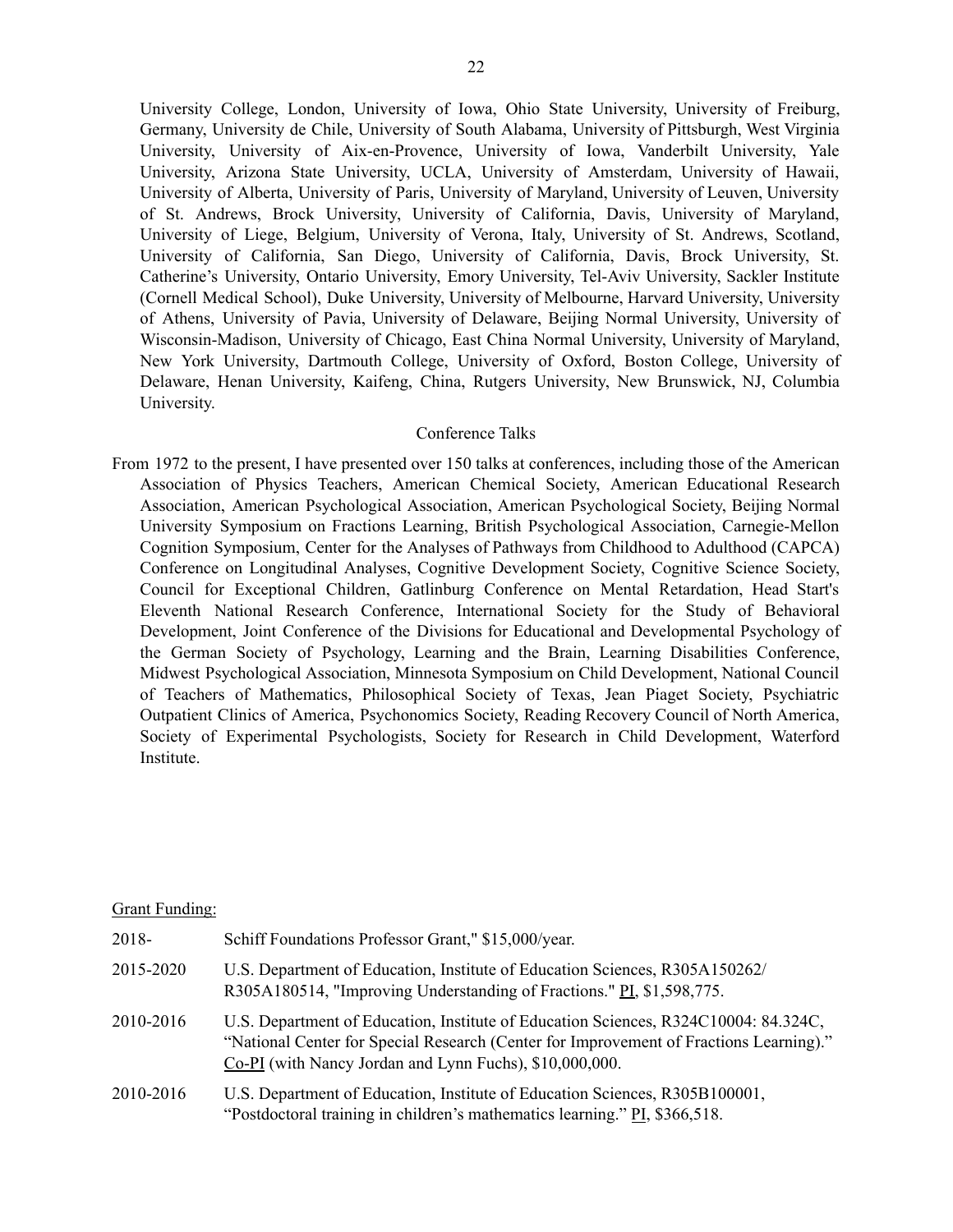University College, London, University of Iowa, Ohio State University, University of Freiburg, Germany, University de Chile, University of South Alabama, University of Pittsburgh, West Virginia University, University of Aix-en-Provence, University of Iowa, Vanderbilt University, Yale University, Arizona State University, UCLA, University of Amsterdam, University of Hawaii, University of Alberta, University of Paris, University of Maryland, University of Leuven, University of St. Andrews, Brock University, University of California, Davis, University of Maryland, University of Liege, Belgium, University of Verona, Italy, University of St. Andrews, Scotland, University of California, San Diego, University of California, Davis, Brock University, St. Catherine's University, Ontario University, Emory University, Tel-Aviv University, Sackler Institute (Cornell Medical School), Duke University, University of Melbourne, Harvard University, University of Athens, University of Pavia, University of Delaware, Beijing Normal University, University of Wisconsin-Madison, University of Chicago, East China Normal University, University of Maryland, New York University, Dartmouth College, University of Oxford, Boston College, University of Delaware, Henan University, Kaifeng, China, Rutgers University, New Brunswick, NJ, Columbia University.

### Conference Talks

From 1972 to the present, I have presented over 150 talks at conferences, including those of the American Association of Physics Teachers, American Chemical Society, American Educational Research Association, American Psychological Association, American Psychological Society, Beijing Normal University Symposium on Fractions Learning, British Psychological Association, Carnegie-Mellon Cognition Symposium, Center for the Analyses of Pathways from Childhood to Adulthood (CAPCA) Conference on Longitudinal Analyses, Cognitive Development Society, Cognitive Science Society, Council for Exceptional Children, Gatlinburg Conference on Mental Retardation, Head Start's Eleventh National Research Conference, International Society for the Study of Behavioral Development, Joint Conference of the Divisions for Educational and Developmental Psychology of the German Society of Psychology, Learning and the Brain, Learning Disabilities Conference, Midwest Psychological Association, Minnesota Symposium on Child Development, National Council of Teachers of Mathematics, Philosophical Society of Texas, Jean Piaget Society, Psychiatric Outpatient Clinics of America, Psychonomics Society, Reading Recovery Council of North America, Society of Experimental Psychologists, Society for Research in Child Development, Waterford Institute.

### Grant Funding:

2018- Schiff Foundations Professor Grant," $15,000/year.

2015-2020 U.S. Department of Education, Institute of Education Sciences, R305A150262/ R305A180514, "Improving Understanding of Fractions." PI, $1,598,775.

2010-2016 U.S. Department of Education, Institute of Education Sciences, R324C10004: 84.324C, "National Center for Special Research (Center for Improvement of Fractions Learning)." Co-PI (with Nancy Jordan and Lynn Fuchs), $10,000,000.

2010-2016 U.S. Department of Education, Institute of Education Sciences, R305B100001, "Postdoctoral training in children's mathematics learning." PI, $366,518.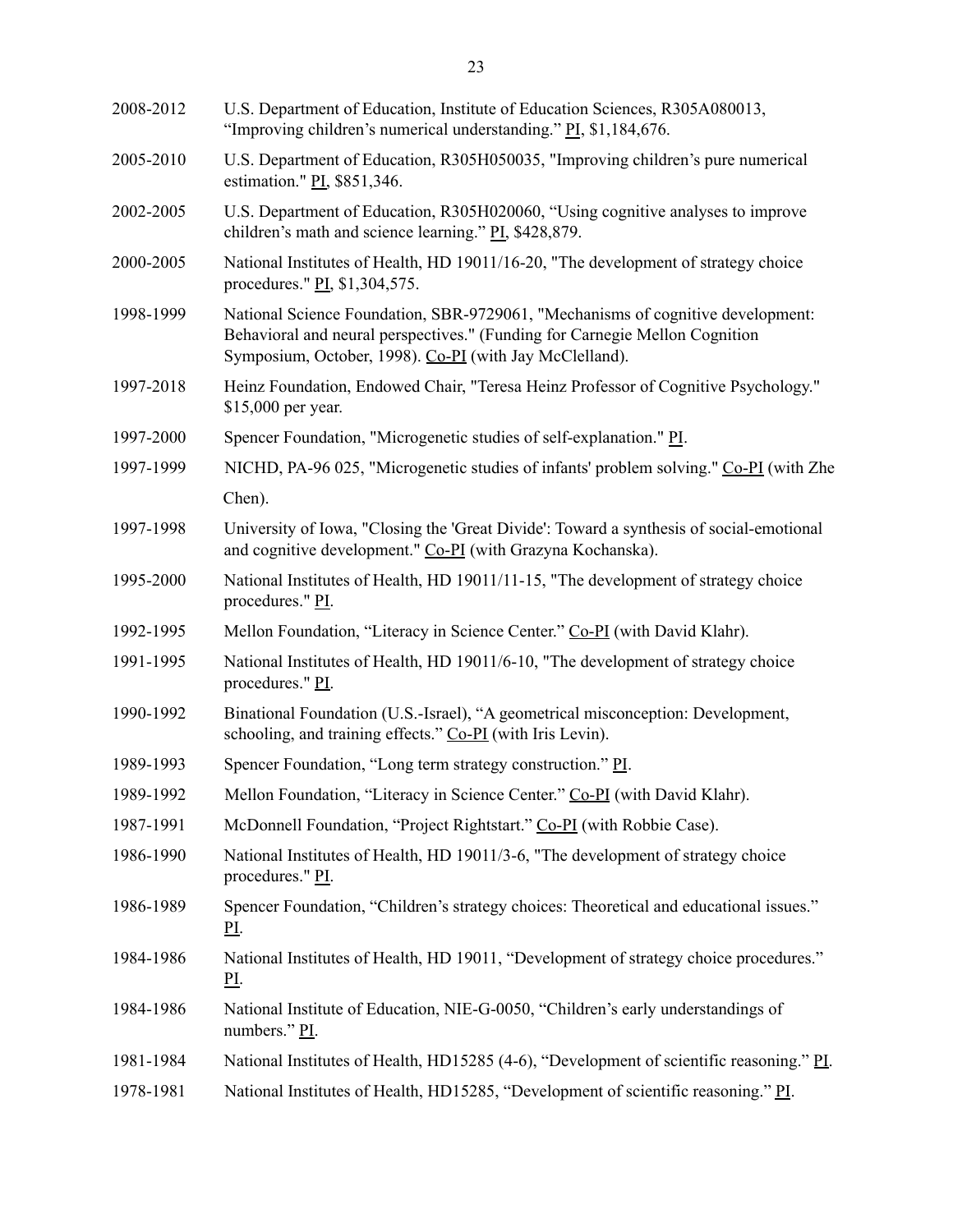2008-2012 U.S. Department of Education, Institute of Education Sciences, R305A080013, “Improving children’s numerical understanding.” PI, $1,184,676.

2005-2010 U.S. Department of Education, R305H050035, "Improving children’s pure numerical estimation." PI, $851,346.

2002-2005 U.S. Department of Education, R305H020060, “Using cognitive analyses to improve children’s math and science learning.” PI, $428,879.

2000-2005 National Institutes of Health, HD 19011/16-20, "The development of strategy choice procedures." PI, $1,304,575.

1998-1999 National Science Foundation, SBR-9729061, "Mechanisms of cognitive development: Behavioral and neural perspectives." (Funding for Carnegie Mellon Cognition Symposium, October, 1998). Co-PI (with Jay McClelland).

1997-2018 Heinz Foundation, Endowed Chair, "Teresa Heinz Professor of Cognitive Psychology." $15,000 per year.

1997-2000 Spencer Foundation, "Microgenetic studies of self-explanation." PI.

1997-1999 NICHD, PA-96 025, "Microgenetic studies of infants' problem solving." Co-PI (with Zhe Chen).

1997-1998 University of Iowa, "Closing the 'Great Divide': Toward a synthesis of social-emotional and cognitive development." Co-PI (with Grazyna Kochanska).

1995-2000 National Institutes of Health, HD 19011/11-15, "The development of strategy choice procedures." PI.

1992-1995 Mellon Foundation, “Literacy in Science Center.” Co-PI (with David Klahr).

1991-1995 National Institutes of Health, HD 19011/6-10, "The development of strategy choice procedures." PI.

1990-1992 Binational Foundation (U.S.-Israel), “A geometrical misconception: Development, schooling, and training effects.” Co-PI (with Iris Levin).

1989-1993 Spencer Foundation, “Long term strategy construction.” PI.

1989-1992 Mellon Foundation, “Literacy in Science Center.” Co-PI (with David Klahr).

1987-1991 McDonnell Foundation, “Project Rightstart.” Co-PI (with Robbie Case).

1986-1990 National Institutes of Health, HD 19011/3-6, "The development of strategy choice procedures." PI.

1986-1989 Spencer Foundation, “Children’s strategy choices: Theoretical and educational issues.” PI.

1984-1986 National Institutes of Health, HD 19011, “Development of strategy choice procedures.” PI.

1984-1986 National Institute of Education, NIE-G-0050, “Children’s early understandings of numbers.” PI.

1981-1984 National Institutes of Health, HD15285 (4-6), “Development of scientific reasoning.” PI.

1978-1981 National Institutes of Health, HD15285, “Development of scientific reasoning.” PI.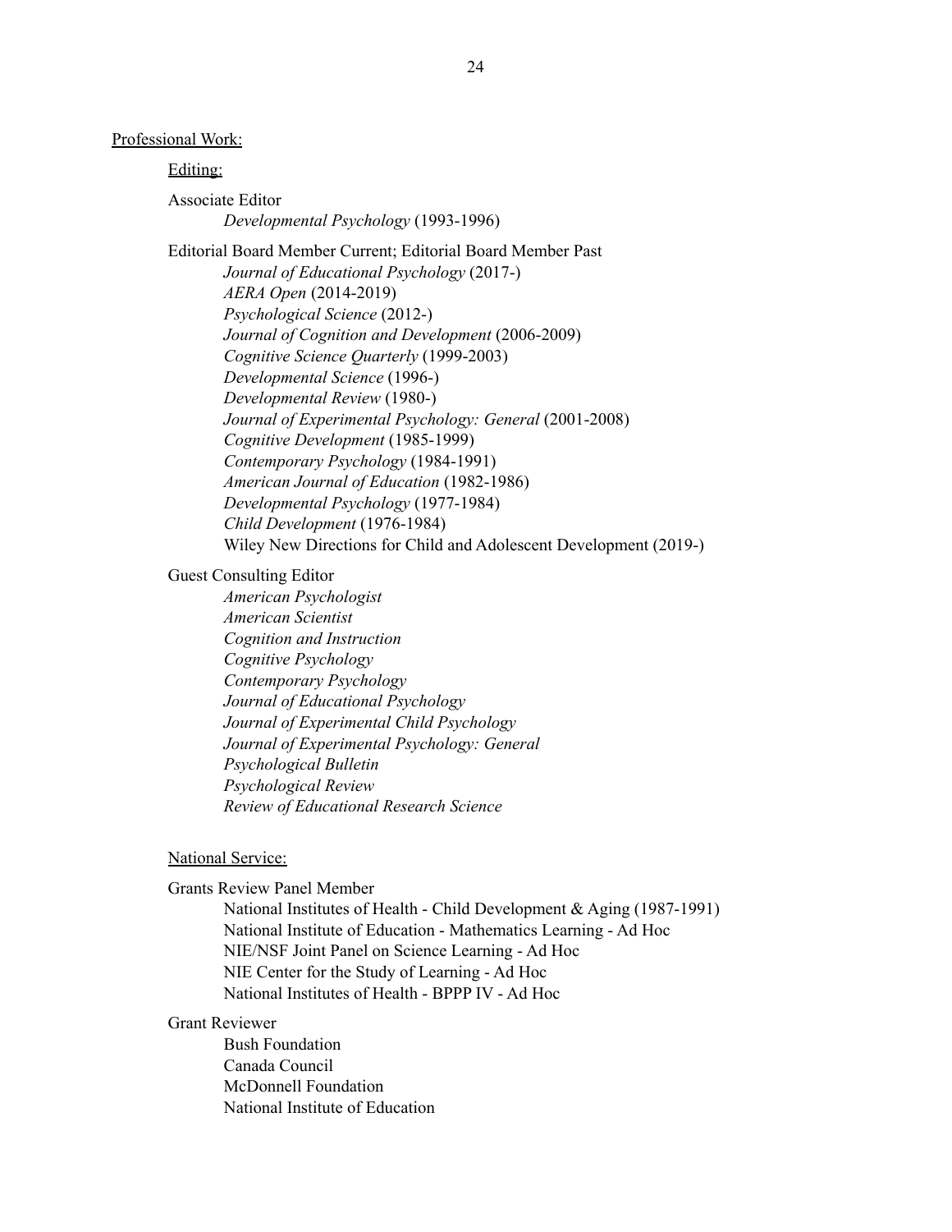## Professional Work:

### Editing:

Associate Editor

*Developmental Psychology* (1993-1996)

Editorial Board Member Current; Editorial Board Member Past

*Journal of Educational Psychology* (2017-)
*AERA Open* (2014-2019)
*Psychological Science* (2012-)
*Journal of Cognition and Development* (2006-2009)
*Cognitive Science Quarterly* (1999-2003)
*Developmental Science* (1996-)
*Developmental Review* (1980-)
*Journal of Experimental Psychology: General* (2001-2008)
*Cognitive Development* (1985-1999)
*Contemporary Psychology* (1984-1991)
*American Journal of Education* (1982-1986)
*Developmental Psychology* (1977-1984)
*Child Development* (1976-1984)
Wiley New Directions for Child and Adolescent Development (2019-)

Guest Consulting Editor

*American Psychologist*
*American Scientist*
*Cognition and Instruction*
*Cognitive Psychology*
*Contemporary Psychology*
*Journal of Educational Psychology*
*Journal of Experimental Child Psychology*
*Journal of Experimental Psychology: General*
*Psychological Bulletin*
*Psychological Review*
*Review of Educational Research Science*

### National Service:

Grants Review Panel Member

National Institutes of Health - Child Development & Aging (1987-1991)
National Institute of Education - Mathematics Learning - Ad Hoc
NIE/NSF Joint Panel on Science Learning - Ad Hoc
NIE Center for the Study of Learning - Ad Hoc
National Institutes of Health - BPPP IV - Ad Hoc

Grant Reviewer

Bush Foundation
Canada Council
McDonnell Foundation
National Institute of Education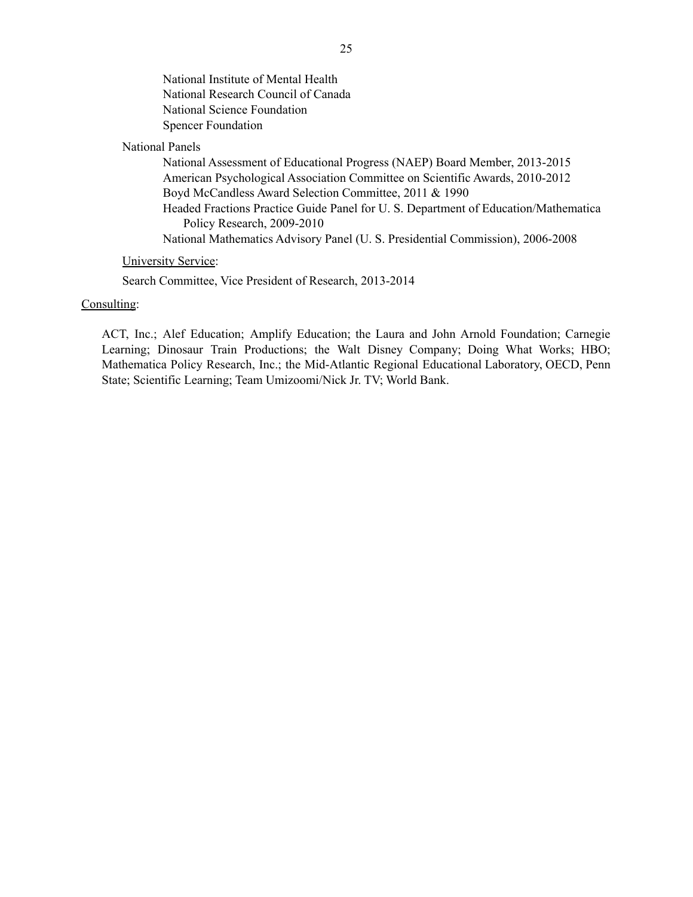National Institute of Mental Health
National Research Council of Canada
National Science Foundation
Spencer Foundation

National Panels

National Assessment of Educational Progress (NAEP) Board Member, 2013-2015
American Psychological Association Committee on Scientific Awards, 2010-2012
Boyd McCandless Award Selection Committee, 2011 & 1990
Headed Fractions Practice Guide Panel for U. S. Department of Education/Mathematica Policy Research, 2009-2010
National Mathematics Advisory Panel (U. S. Presidential Commission), 2006-2008

<u>University Service</u>:

Search Committee, Vice President of Research, 2013-2014

<u>Consulting</u>:

ACT, Inc.; Alef Education; Amplify Education; the Laura and John Arnold Foundation; Carnegie Learning; Dinosaur Train Productions; the Walt Disney Company; Doing What Works; HBO; Mathematica Policy Research, Inc.; the Mid-Atlantic Regional Educational Laboratory, OECD, Penn State; Scientific Learning; Team Umizoomi/Nick Jr. TV; World Bank.